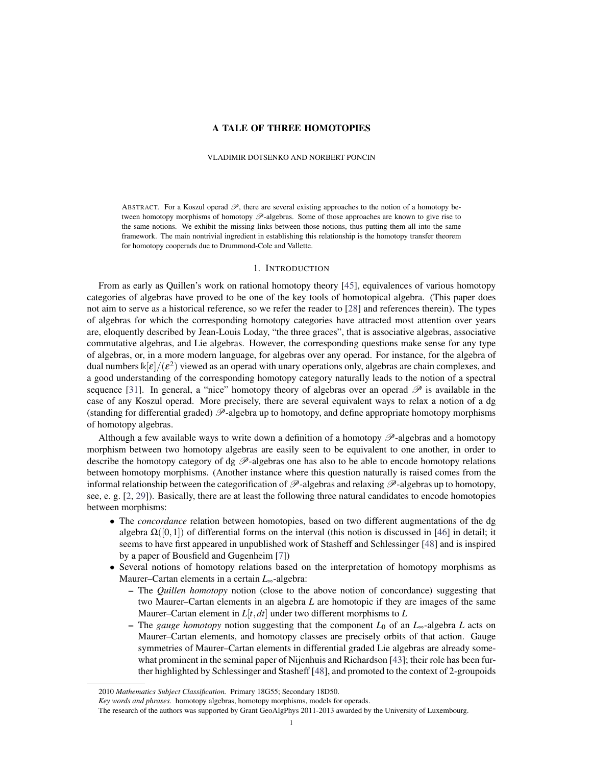# A TALE OF THREE HOMOTOPIES

VLADIMIR DOTSENKO AND NORBERT PONCIN

ABSTRACT. For a Koszul operad $\mathscr{P}$, there are several existing approaches to the notion of a homotopy between homotopy morphisms of homotopy $\mathscr{P}$-algebras. Some of those approaches are known to give rise to the same notions. We exhibit the missing links between those notions, thus putting them all into the same framework. The main nontrivial ingredient in establishing this relationship is the homotopy transfer theorem for homotopy cooperads due to Drummond-Cole and Vallette.

## 1. INTRODUCTION

From as early as Quillen's work on rational homotopy theory [45], equivalences of various homotopy categories of algebras have proved to be one of the key tools of homotopical algebra. (This paper does not aim to serve as a historical reference, so we refer the reader to [28] and references therein). The types of algebras for which the corresponding homotopy categories have attracted most attention over years are, eloquently described by Jean-Louis Loday, "the three graces", that is associative algebras, associative commutative algebras, and Lie algebras. However, the corresponding questions make sense for any type of algebras, or, in a more modern language, for algebras over any operad. For instance, for the algebra of dual numbers $\Bbbk[\varepsilon]/(\varepsilon^2)$ viewed as an operad with unary operations only, algebras are chain complexes, and a good understanding of the corresponding homotopy category naturally leads to the notion of a spectral sequence [31]. In general, a "nice" homotopy theory of algebras over an operad $\mathscr{P}$ is available in the case of any Koszul operad. More precisely, there are several equivalent ways to relax a notion of a dg (standing for differential graded) $\mathscr{P}$-algebra up to homotopy, and define appropriate homotopy morphisms of homotopy algebras.

Although a few available ways to write down a definition of a homotopy $\mathscr{P}$-algebras and a homotopy morphism between two homotopy algebras are easily seen to be equivalent to one another, in order to describe the homotopy category of dg $\mathscr{P}$-algebras one has also to be able to encode homotopy relations between homotopy morphisms. (Another instance where this question naturally is raised comes from the informal relationship between the categorification of $\mathscr{P}$-algebras and relaxing $\mathscr{P}$-algebras up to homotopy, see, e. g. [2, 29]). Basically, there are at least the following three natural candidates to encode homotopies between morphisms:

- The *concordance* relation between homotopies, based on two different augmentations of the dg algebra $\Omega([0,1])$ of differential forms on the interval (this notion is discussed in [46] in detail; it seems to have first appeared in unpublished work of Stasheff and Schlessinger [48] and is inspired by a paper of Bousfield and Gugenheim [7])
- Several notions of homotopy relations based on the interpretation of homotopy morphisms as Maurer–Cartan elements in a certain $L_\infty$-algebra:
  - The *Quillen homotopy* notion (close to the above notion of concordance) suggesting that two Maurer–Cartan elements in an algebra $L$ are homotopic if they are images of the same Maurer–Cartan element in $L[t,dt]$ under two different morphisms to $L$
  - The *gauge homotopy* notion suggesting that the component $L_0$ of an $L_\infty$-algebra $L$ acts on Maurer–Cartan elements, and homotopy classes are precisely orbits of that action. Gauge symmetries of Maurer–Cartan elements in differential graded Lie algebras are already somewhat prominent in the seminal paper of Nijenhuis and Richardson [43]; their role has been further highlighted by Schlessinger and Stasheff [48], and promoted to the context of 2-groupoids

2010 *Mathematics Subject Classification.* Primary 18G55; Secondary 18D50.

*Key words and phrases.* homotopy algebras, homotopy morphisms, models for operads.

The research of the authors was supported by Grant GeoAlgPhys 2011-2013 awarded by the University of Luxembourg.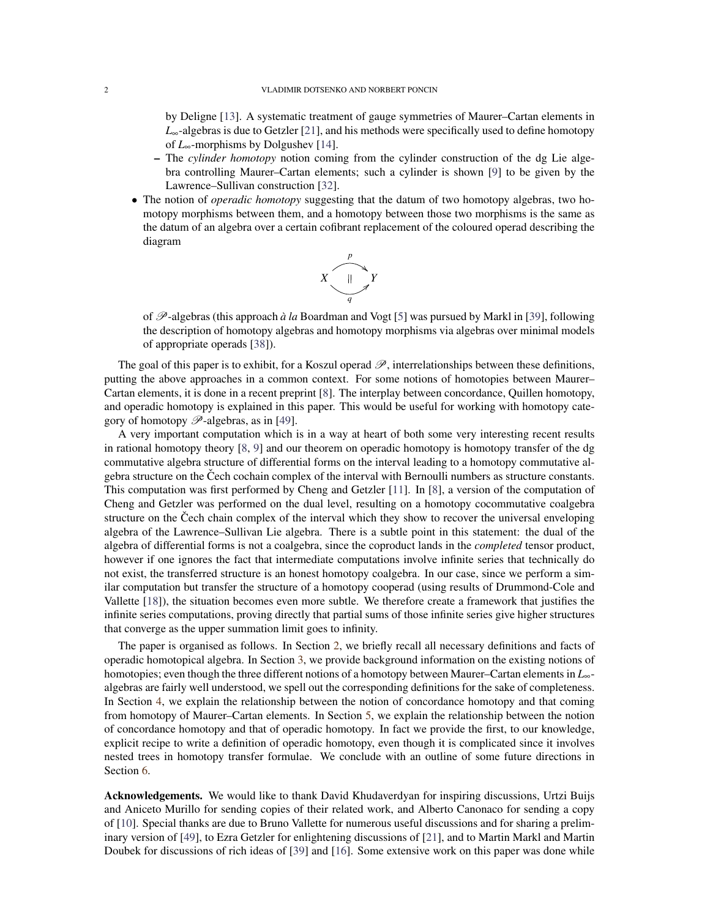by Deligne [13]. A systematic treatment of gauge symmetries of Maurer–Cartan elements in $L_\infty$-algebras is due to Getzler [21], and his methods were specifically used to define homotopy of $L_\infty$-morphisms by Dolgushev [14].

  - The *cylinder homotopy* notion coming from the cylinder construction of the dg Lie algebra controlling Maurer–Cartan elements; such a cylinder is shown [9] to be given by the Lawrence–Sullivan construction [32].

- The notion of *operadic homotopy* suggesting that the datum of two homotopy algebras, two homotopy morphisms between them, and a homotopy between those two morphisms is the same as the datum of an algebra over a certain cofibrant replacement of the coloured operad describing the diagram

$$X \underset{q}{\overset{p}{\rightrightarrows}} Y \quad (\text{with } p \Vert q)$$

of $\mathscr{P}$-algebras (this approach *à la* Boardman and Vogt [5] was pursued by Markl in [39], following the description of homotopy algebras and homotopy morphisms via algebras over minimal models of appropriate operads [38]).

The goal of this paper is to exhibit, for a Koszul operad $\mathscr{P}$, interrelationships between these definitions, putting the above approaches in a common context. For some notions of homotopies between Maurer–Cartan elements, it is done in a recent preprint [8]. The interplay between concordance, Quillen homotopy, and operadic homotopy is explained in this paper. This would be useful for working with homotopy category of homotopy $\mathscr{P}$-algebras, as in [49].

A very important computation which is in a way at heart of both some very interesting recent results in rational homotopy theory [8, 9] and our theorem on operadic homotopy is homotopy transfer of the dg commutative algebra structure of differential forms on the interval leading to a homotopy commutative algebra structure on the Čech cochain complex of the interval with Bernoulli numbers as structure constants. This computation was first performed by Cheng and Getzler [11]. In [8], a version of the computation of Cheng and Getzler was performed on the dual level, resulting on a homotopy cocommutative coalgebra structure on the Čech chain complex of the interval which they show to recover the universal enveloping algebra of the Lawrence–Sullivan Lie algebra. There is a subtle point in this statement: the dual of the algebra of differential forms is not a coalgebra, since the coproduct lands in the *completed* tensor product, however if one ignores the fact that intermediate computations involve infinite series that technically do not exist, the transferred structure is an honest homotopy coalgebra. In our case, since we perform a similar computation but transfer the structure of a homotopy cooperad (using results of Drummond-Cole and Vallette [18]), the situation becomes even more subtle. We therefore create a framework that justifies the infinite series computations, proving directly that partial sums of those infinite series give higher structures that converge as the upper summation limit goes to infinity.

The paper is organised as follows. In Section 2, we briefly recall all necessary definitions and facts of operadic homotopical algebra. In Section 3, we provide background information on the existing notions of homotopies; even though the three different notions of a homotopy between Maurer–Cartan elements in $L_\infty$-algebras are fairly well understood, we spell out the corresponding definitions for the sake of completeness. In Section 4, we explain the relationship between the notion of concordance homotopy and that coming from homotopy of Maurer–Cartan elements. In Section 5, we explain the relationship between the notion of concordance homotopy and that of operadic homotopy. In fact we provide the first, to our knowledge, explicit recipe to write a definition of operadic homotopy, even though it is complicated since it involves nested trees in homotopy transfer formulae. We conclude with an outline of some future directions in Section 6.

**Acknowledgements.** We would like to thank David Khudaverdyan for inspiring discussions, Urtzi Buijs and Aniceto Murillo for sending copies of their related work, and Alberto Canonaco for sending a copy of [10]. Special thanks are due to Bruno Vallette for numerous useful discussions and for sharing a preliminary version of [49], to Ezra Getzler for enlightening discussions of [21], and to Martin Markl and Martin Doubek for discussions of rich ideas of [39] and [16]. Some extensive work on this paper was done while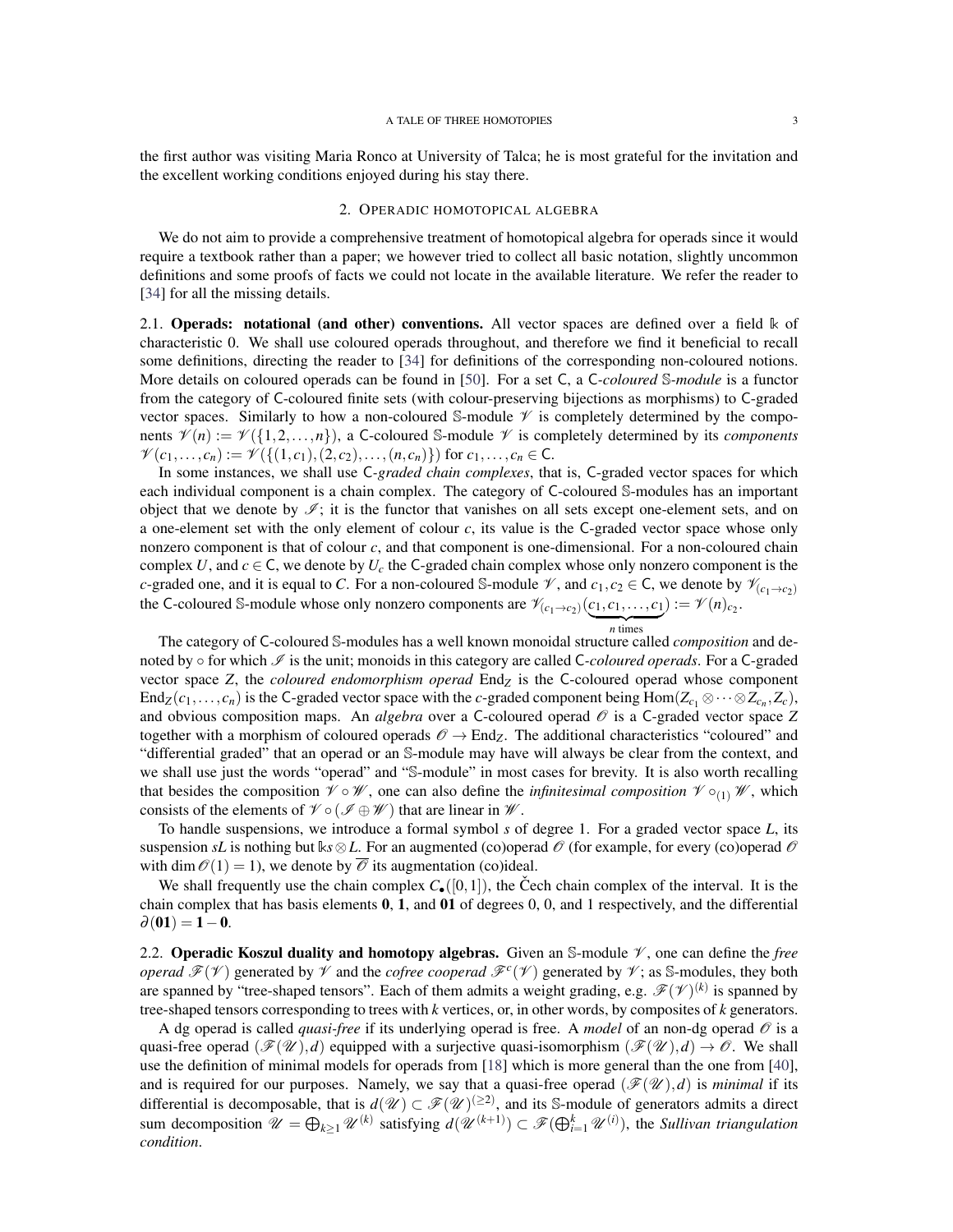the first author was visiting Maria Ronco at University of Talca; he is most grateful for the invitation and the excellent working conditions enjoyed during his stay there.

## 2. Operadic homotopical algebra

We do not aim to provide a comprehensive treatment of homotopical algebra for operads since it would require a textbook rather than a paper; we however tried to collect all basic notation, slightly uncommon definitions and some proofs of facts we could not locate in the available literature. We refer the reader to [34] for all the missing details.

2.1. **Operads: notational (and other) conventions.** All vector spaces are defined over a field $\Bbbk$ of characteristic 0. We shall use coloured operads throughout, and therefore we find it beneficial to recall some definitions, directing the reader to [34] for definitions of the corresponding non-coloured notions. More details on coloured operads can be found in [50]. For a set $\mathsf{C}$, a $\mathsf{C}$*-coloured* $\mathbb{S}$*-module* is a functor from the category of $\mathsf{C}$-coloured finite sets (with colour-preserving bijections as morphisms) to $\mathsf{C}$-graded vector spaces. Similarly to how a non-coloured $\mathbb{S}$-module $\mathscr{V}$ is completely determined by the components $\mathscr{V}(n) := \mathscr{V}(\{1,2,\ldots,n\})$, a $\mathsf{C}$-coloured $\mathbb{S}$-module $\mathscr{V}$ is completely determined by its *components* $\mathscr{V}(c_1,\ldots,c_n) := \mathscr{V}(\{(1,c_1),(2,c_2),\ldots,(n,c_n)\})$ for $c_1,\ldots,c_n \in \mathsf{C}$.

In some instances, we shall use $\mathsf{C}$*-graded chain complexes*, that is, $\mathsf{C}$-graded vector spaces for which each individual component is a chain complex. The category of $\mathsf{C}$-coloured $\mathbb{S}$-modules has an important object that we denote by $\mathscr{I}$; it is the functor that vanishes on all sets except one-element sets, and on a one-element set with the only element of colour $c$, its value is the $\mathsf{C}$-graded vector space whose only nonzero component is that of colour $c$, and that component is one-dimensional. For a non-coloured chain complex $U$, and $c \in \mathsf{C}$, we denote by $U_c$ the $\mathsf{C}$-graded chain complex whose only nonzero component is the $c$-graded one, and it is equal to $C$. For a non-coloured $\mathbb{S}$-module $\mathscr{V}$, and $c_1, c_2 \in \mathsf{C}$, we denote by $\mathscr{V}_{(c_1\to c_2)}$ the $\mathsf{C}$-coloured $\mathbb{S}$-module whose only nonzero components are $\mathscr{V}_{(c_1\to c_2)}(\underbrace{c_1,c_1,\ldots,c_1}_{n \text{ times}}) := \mathscr{V}(n)_{c_2}$.

The category of $\mathsf{C}$-coloured $\mathbb{S}$-modules has a well known monoidal structure called *composition* and denoted by $\circ$ for which $\mathscr{I}$ is the unit; monoids in this category are called $\mathsf{C}$*-coloured operads*. For a $\mathsf{C}$-graded vector space $Z$, the *coloured endomorphism operad* $\mathrm{End}_Z$ is the $\mathsf{C}$-coloured operad whose component $\mathrm{End}_Z(c_1,\ldots,c_n)$ is the $\mathsf{C}$-graded vector space with the $c$-graded component being $\mathrm{Hom}(Z_{c_1}\otimes\cdots\otimes Z_{c_n}, Z_c)$, and obvious composition maps. An *algebra* over a $\mathsf{C}$-coloured operad $\mathscr{O}$ is a $\mathsf{C}$-graded vector space $Z$ together with a morphism of coloured operads $\mathscr{O}\to\mathrm{End}_Z$. The additional characteristics "coloured" and "differential graded" that an operad or an $\mathbb{S}$-module may have will always be clear from the context, and we shall use just the words "operad" and "$\mathbb{S}$-module" in most cases for brevity. It is also worth recalling that besides the composition $\mathscr{V}\circ\mathscr{W}$, one can also define the *infinitesimal composition* $\mathscr{V}\circ_{(1)}\mathscr{W}$, which consists of the elements of $\mathscr{V}\circ(\mathscr{I}\oplus\mathscr{W})$ that are linear in $\mathscr{W}$.

To handle suspensions, we introduce a formal symbol $s$ of degree 1. For a graded vector space $L$, its suspension $sL$ is nothing but $\Bbbk s\otimes L$. For an augmented (co)operad $\mathscr{O}$ (for example, for every (co)operad $\mathscr{O}$ with $\dim\mathscr{O}(1)=1$), we denote by $\overline{\mathscr{O}}$ its augmentation (co)ideal.

We shall frequently use the chain complex $C_\bullet([0,1])$, the Čech chain complex of the interval. It is the chain complex that has basis elements $\mathbf{0}$, $\mathbf{1}$, and $\mathbf{01}$ of degrees 0, 0, and 1 respectively, and the differential $\partial(\mathbf{01}) = \mathbf{1}-\mathbf{0}$.

2.2. **Operadic Koszul duality and homotopy algebras.** Given an $\mathbb{S}$-module $\mathscr{V}$, one can define the *free operad* $\mathscr{F}(\mathscr{V})$ generated by $\mathscr{V}$ and the *cofree cooperad* $\mathscr{F}^c(\mathscr{V})$ generated by $\mathscr{V}$; as $\mathbb{S}$-modules, they both are spanned by "tree-shaped tensors". Each of them admits a weight grading, e.g. $\mathscr{F}(\mathscr{V})^{(k)}$ is spanned by tree-shaped tensors corresponding to trees with $k$ vertices, or, in other words, by composites of $k$ generators.

A dg operad is called *quasi-free* if its underlying operad is free. A *model* of an non-dg operad $\mathscr{O}$ is a quasi-free operad $(\mathscr{F}(\mathscr{U}),d)$ equipped with a surjective quasi-isomorphism $(\mathscr{F}(\mathscr{U}),d)\to\mathscr{O}$. We shall use the definition of minimal models for operads from [18] which is more general than the one from [40], and is required for our purposes. Namely, we say that a quasi-free operad $(\mathscr{F}(\mathscr{U}),d)$ is *minimal* if its differential is decomposable, that is $d(\mathscr{U})\subset\mathscr{F}(\mathscr{U})^{(\geq 2)}$, and its $\mathbb{S}$-module of generators admits a direct sum decomposition $\mathscr{U}=\bigoplus_{k\geq 1}\mathscr{U}^{(k)}$ satisfying $d(\mathscr{U}^{(k+1)})\subset\mathscr{F}(\bigoplus_{i=1}^{k}\mathscr{U}^{(i)})$, the *Sullivan triangulation condition*.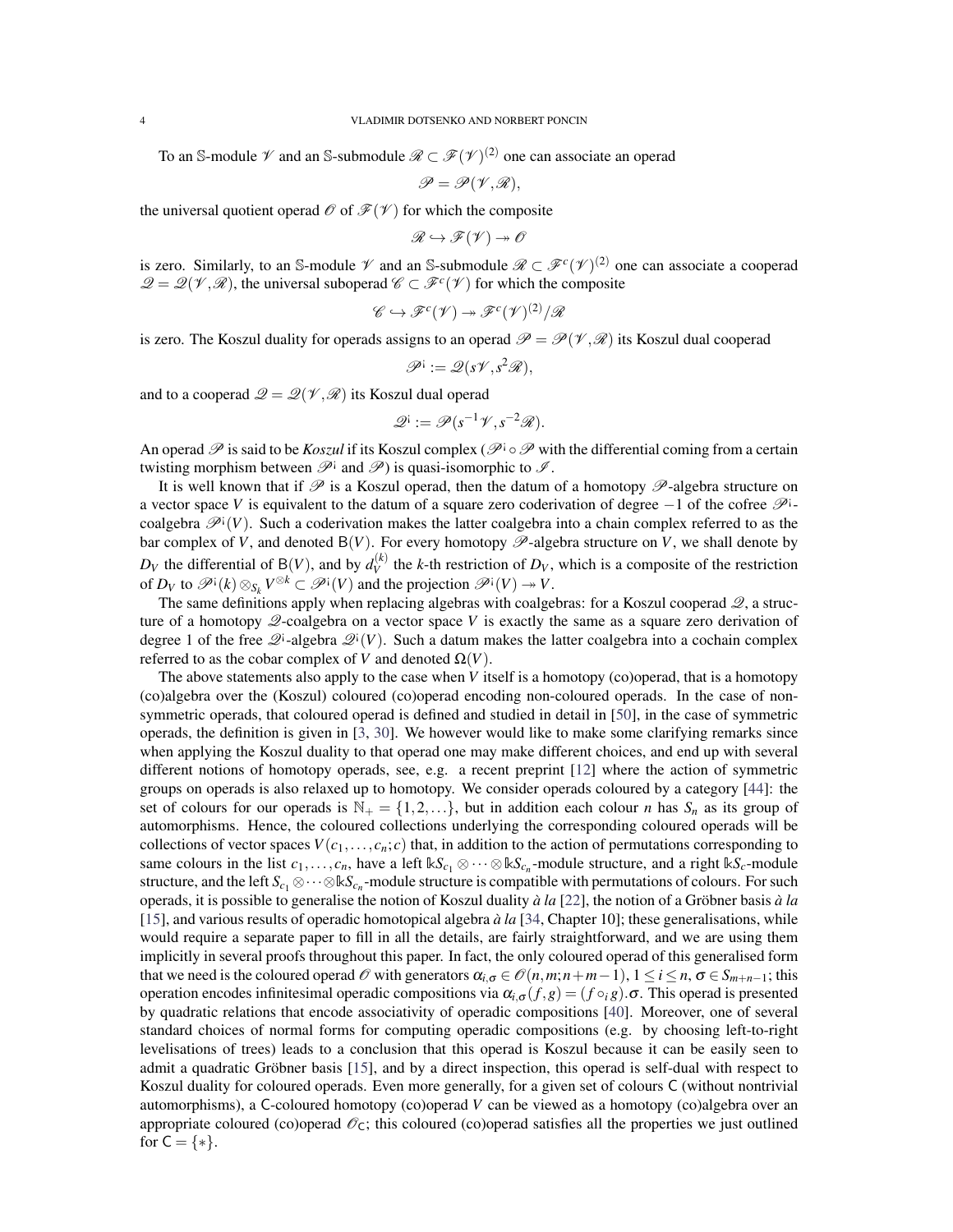To an $\mathbb{S}$-module $\mathscr{V}$ and an $\mathbb{S}$-submodule $\mathscr{R} \subset \mathscr{F}(\mathscr{V})^{(2)}$ one can associate an operad

$$\mathscr{P} = \mathscr{P}(\mathscr{V}, \mathscr{R}),$$

the universal quotient operad $\mathscr{O}$ of $\mathscr{F}(\mathscr{V})$ for which the composite

$$\mathscr{R} \hookrightarrow \mathscr{F}(\mathscr{V}) \twoheadrightarrow \mathscr{O}$$

is zero. Similarly, to an $\mathbb{S}$-module $\mathscr{V}$ and an $\mathbb{S}$-submodule $\mathscr{R} \subset \mathscr{F}^c(\mathscr{V})^{(2)}$ one can associate a cooperad $\mathscr{Q} = \mathscr{Q}(\mathscr{V}, \mathscr{R})$, the universal suboperad $\mathscr{C} \subset \mathscr{F}^c(\mathscr{V})$ for which the composite

$$\mathscr{C} \hookrightarrow \mathscr{F}^c(\mathscr{V}) \twoheadrightarrow \mathscr{F}^c(\mathscr{V})^{(2)}/\mathscr{R}$$

is zero. The Koszul duality for operads assigns to an operad $\mathscr{P} = \mathscr{P}(\mathscr{V}, \mathscr{R})$ its Koszul dual cooperad

$$\mathscr{P}^{¡} := \mathscr{Q}(s\mathscr{V}, s^2\mathscr{R}),$$

and to a cooperad $\mathscr{Q} = \mathscr{Q}(\mathscr{V}, \mathscr{R})$ its Koszul dual operad

$$\mathscr{Q}^{¡} := \mathscr{P}(s^{-1}\mathscr{V}, s^{-2}\mathscr{R}).$$

An operad $\mathscr{P}$ is said to be *Koszul* if its Koszul complex ($\mathscr{P}^{¡} \circ \mathscr{P}$ with the differential coming from a certain twisting morphism between $\mathscr{P}^{¡}$ and $\mathscr{P}$) is quasi-isomorphic to $\mathscr{I}$.

It is well known that if $\mathscr{P}$ is a Koszul operad, then the datum of a homotopy $\mathscr{P}$-algebra structure on a vector space $V$ is equivalent to the datum of a square zero coderivation of degree $-1$ of the cofree $\mathscr{P}^{¡}$-coalgebra $\mathscr{P}^{¡}(V)$. Such a coderivation makes the latter coalgebra into a chain complex referred to as the bar complex of $V$, and denoted $\mathsf{B}(V)$. For every homotopy $\mathscr{P}$-algebra structure on $V$, we shall denote by $D_V$ the differential of $\mathsf{B}(V)$, and by $d_V^{(k)}$ the $k$-th restriction of $D_V$, which is a composite of the restriction of $D_V$ to $\mathscr{P}^{¡}(k) \otimes_{S_k} V^{\otimes k} \subset \mathscr{P}^{¡}(V)$ and the projection $\mathscr{P}^{¡}(V) \twoheadrightarrow V$.

The same definitions apply when replacing algebras with coalgebras: for a Koszul cooperad $\mathscr{Q}$, a structure of a homotopy $\mathscr{Q}$-coalgebra on a vector space $V$ is exactly the same as a square zero derivation of degree 1 of the free $\mathscr{Q}^{¡}$-algebra $\mathscr{Q}^{¡}(V)$. Such a datum makes the latter coalgebra into a cochain complex referred to as the cobar complex of $V$ and denoted $\Omega(V)$.

The above statements also apply to the case when $V$ itself is a homotopy (co)operad, that is a homotopy (co)algebra over the (Koszul) coloured (co)operad encoding non-coloured operads. In the case of non-symmetric operads, that coloured operad is defined and studied in detail in [50], in the case of symmetric operads, the definition is given in [3, 30]. We however would like to make some clarifying remarks since when applying the Koszul duality to that operad one may make different choices, and end up with several different notions of homotopy operads, see, e.g. a recent preprint [12] where the action of symmetric groups on operads is also relaxed up to homotopy. We consider operads coloured by a category [44]: the set of colours for our operads is $\mathbb{N}_+ = \{1, 2, \ldots\}$, but in addition each colour $n$ has $S_n$ as its group of automorphisms. Hence, the coloured collections underlying the corresponding coloured operads will be collections of vector spaces $V(c_1, \ldots, c_n; c)$ that, in addition to the action of permutations corresponding to same colours in the list $c_1, \ldots, c_n$, have a left $\Bbbk S_{c_1} \otimes \cdots \otimes \Bbbk S_{c_n}$-module structure, and a right $\Bbbk S_c$-module structure, and the left $S_{c_1} \otimes \cdots \otimes \Bbbk S_{c_n}$-module structure is compatible with permutations of colours. For such operads, it is possible to generalise the notion of Koszul duality *à la* [22], the notion of a Gröbner basis *à la* [15], and various results of operadic homotopical algebra *à la* [34, Chapter 10]; these generalisations, while would require a separate paper to fill in all the details, are fairly straightforward, and we are using them implicitly in several proofs throughout this paper. In fact, the only coloured operad of this generalised form that we need is the coloured operad $\mathscr{O}$ with generators $\alpha_{i,\sigma} \in \mathscr{O}(n, m; n+m-1)$, $1 \leq i \leq n$, $\sigma \in S_{m+n-1}$; this operation encodes infinitesimal operadic compositions via $\alpha_{i,\sigma}(f, g) = (f \circ_i g).\sigma$. This operad is presented by quadratic relations that encode associativity of operadic compositions [40]. Moreover, one of several standard choices of normal forms for computing operadic compositions (e.g. by choosing left-to-right levelisations of trees) leads to a conclusion that this operad is Koszul because it can be easily seen to admit a quadratic Gröbner basis [15], and by a direct inspection, this operad is self-dual with respect to Koszul duality for coloured operads. Even more generally, for a given set of colours $\mathsf{C}$ (without nontrivial automorphisms), a $\mathsf{C}$-coloured homotopy (co)operad $V$ can be viewed as a homotopy (co)algebra over an appropriate coloured (co)operad $\mathscr{O}_{\mathsf{C}}$; this coloured (co)operad satisfies all the properties we just outlined for $\mathsf{C} = \{*\}$.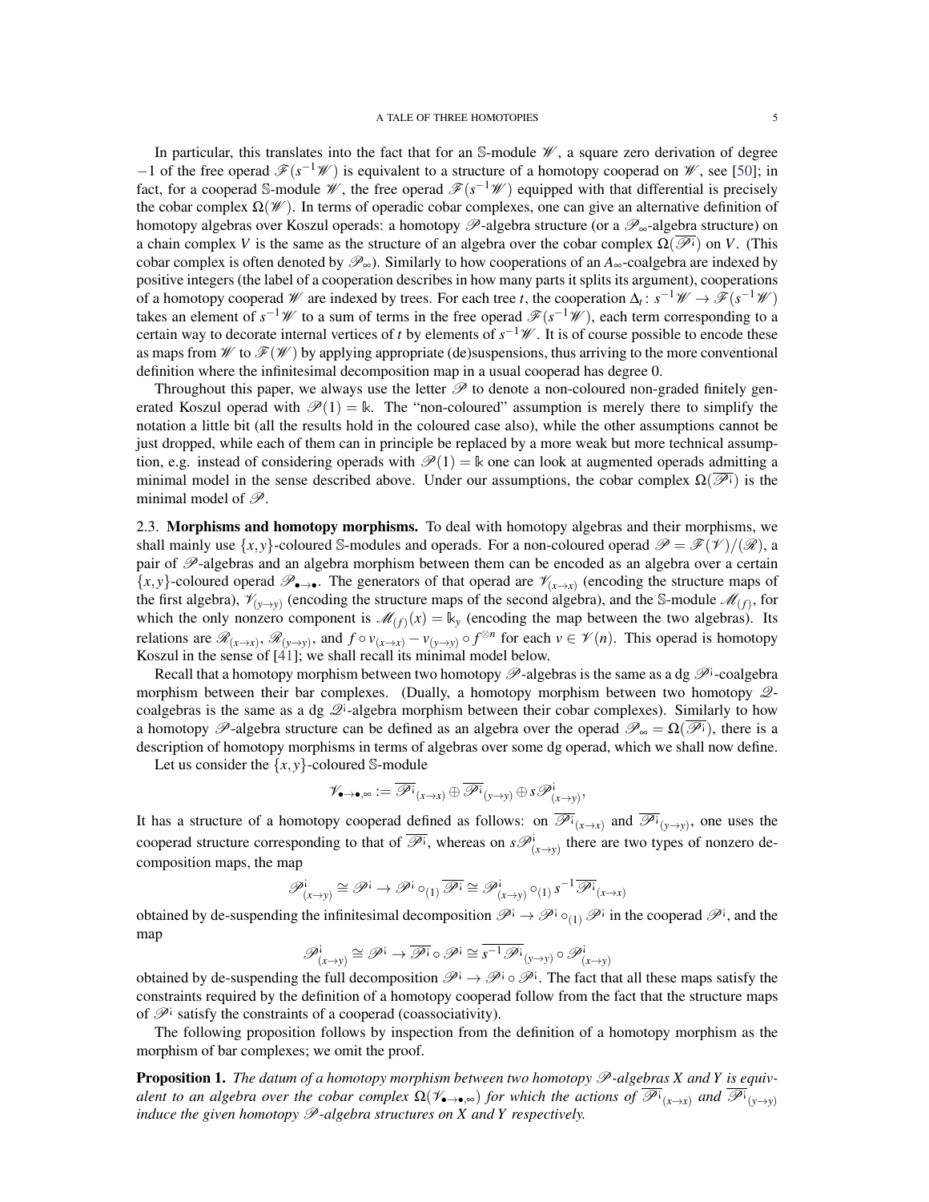In particular, this translates into the fact that for an $\mathbb{S}$-module $\mathscr{W}$, a square zero derivation of degree $-1$ of the free operad $\mathscr{F}(s^{-1}\mathscr{W})$ is equivalent to a structure of a homotopy cooperad on $\mathscr{W}$, see [50]; in fact, for a cooperad $\mathbb{S}$-module $\mathscr{W}$, the free operad $\mathscr{F}(s^{-1}\mathscr{W})$ equipped with that differential is precisely the cobar complex $\Omega(\mathscr{W})$. In terms of operadic cobar complexes, one can give an alternative definition of homotopy algebras over Koszul operads: a homotopy $\mathscr{P}$-algebra structure (or a $\mathscr{P}_\infty$-algebra structure) on a chain complex $V$ is the same as the structure of an algebra over the cobar complex $\Omega(\overline{\mathscr{P}^{¡}})$ on $V$. (This cobar complex is often denoted by $\mathscr{P}_\infty$). Similarly to how cooperations of an $A_\infty$-coalgebra are indexed by positive integers (the label of a cooperation describes in how many parts it splits its argument), cooperations of a homotopy cooperad $\mathscr{W}$ are indexed by trees. For each tree $t$, the cooperation $\Delta_t\colon s^{-1}\mathscr{W} \to \mathscr{F}(s^{-1}\mathscr{W})$ takes an element of $s^{-1}\mathscr{W}$ to a sum of terms in the free operad $\mathscr{F}(s^{-1}\mathscr{W})$, each term corresponding to a certain way to decorate internal vertices of $t$ by elements of $s^{-1}\mathscr{W}$. It is of course possible to encode these as maps from $\mathscr{W}$ to $\mathscr{F}(\mathscr{W})$ by applying appropriate (de)suspensions, thus arriving to the more conventional definition where the infinitesimal decomposition map in a usual cooperad has degree 0.

Throughout this paper, we always use the letter $\mathscr{P}$ to denote a non-coloured non-graded finitely generated Koszul operad with $\mathscr{P}(1) = \Bbbk$. The "non-coloured" assumption is merely there to simplify the notation a little bit (all the results hold in the coloured case also), while the other assumptions cannot be just dropped, while each of them can in principle be replaced by a more weak but more technical assumption, e.g. instead of considering operads with $\mathscr{P}(1) = \Bbbk$ one can look at augmented operads admitting a minimal model in the sense described above. Under our assumptions, the cobar complex $\Omega(\overline{\mathscr{P}^{¡}})$ is the minimal model of $\mathscr{P}$.

2.3. **Morphisms and homotopy morphisms.** To deal with homotopy algebras and their morphisms, we shall mainly use $\{x,y\}$-coloured $\mathbb{S}$-modules and operads. For a non-coloured operad $\mathscr{P} = \mathscr{F}(\mathscr{V})/(\mathscr{R})$, a pair of $\mathscr{P}$-algebras and an algebra morphism between them can be encoded as an algebra over a certain $\{x,y\}$-coloured operad $\mathscr{P}_{\bullet\to\bullet}$. The generators of that operad are $\mathscr{V}_{(x\to x)}$ (encoding the structure maps of the first algebra), $\mathscr{V}_{(y\to y)}$ (encoding the structure maps of the second algebra), and the $\mathbb{S}$-module $\mathscr{M}_{(f)}$, for which the only nonzero component is $\mathscr{M}_{(f)}(x) = \Bbbk_y$ (encoding the map between the two algebras). Its relations are $\mathscr{R}_{(x\to x)}$, $\mathscr{R}_{(y\to y)}$, and $f\circ v_{(x\to x)} - v_{(y\to y)}\circ f^{\otimes n}$ for each $v\in\mathscr{V}(n)$. This operad is homotopy Koszul in the sense of [41]; we shall recall its minimal model below.

Recall that a homotopy morphism between two homotopy $\mathscr{P}$-algebras is the same as a dg $\mathscr{P}^{¡}$-coalgebra morphism between their bar complexes. (Dually, a homotopy morphism between two homotopy $\mathscr{Q}$-coalgebras is the same as a dg $\mathscr{Q}^{¡}$-algebra morphism between their cobar complexes). Similarly to how a homotopy $\mathscr{P}$-algebra structure can be defined as an algebra over the operad $\mathscr{P}_\infty = \Omega(\overline{\mathscr{P}^{¡}})$, there is a description of homotopy morphisms in terms of algebras over some dg operad, which we shall now define.

Let us consider the $\{x,y\}$-coloured $\mathbb{S}$-module

$$\mathscr{V}_{\bullet\to\bullet,\infty} := \overline{\mathscr{P}^{¡}}_{(x\to x)} \oplus \overline{\mathscr{P}^{¡}}_{(y\to y)} \oplus s\mathscr{P}^{¡}_{(x\to y)},$$

It has a structure of a homotopy cooperad defined as follows: on $\overline{\mathscr{P}^{¡}}_{(x\to x)}$ and $\overline{\mathscr{P}^{¡}}_{(y\to y)}$, one uses the cooperad structure corresponding to that of $\overline{\mathscr{P}^{¡}}$, whereas on $s\mathscr{P}^{¡}_{(x\to y)}$ there are two types of nonzero decomposition maps, the map

$$\mathscr{P}^{¡}_{(x\to y)} \cong \mathscr{P}^{¡} \to \mathscr{P}^{¡} \circ_{(1)} \overline{\mathscr{P}^{¡}} \cong \mathscr{P}^{¡}_{(x\to y)} \circ_{(1)} s^{-1}\overline{\mathscr{P}^{¡}}_{(x\to x)}$$

obtained by de-suspending the infinitesimal decomposition $\mathscr{P}^{¡} \to \mathscr{P}^{¡} \circ_{(1)} \mathscr{P}^{¡}$ in the cooperad $\mathscr{P}^{¡}$, and the map

$$\mathscr{P}^{¡}_{(x\to y)} \cong \mathscr{P}^{¡} \to \overline{\mathscr{P}^{¡}} \circ \mathscr{P}^{¡} \cong \overline{s^{-1}\mathscr{P}^{¡}}_{(y\to y)} \circ \mathscr{P}^{¡}_{(x\to y)}$$

obtained by de-suspending the full decomposition $\mathscr{P}^{¡} \to \mathscr{P}^{¡} \circ \mathscr{P}^{¡}$. The fact that all these maps satisfy the constraints required by the definition of a homotopy cooperad follow from the fact that the structure maps of $\mathscr{P}^{¡}$ satisfy the constraints of a cooperad (coassociativity).

The following proposition follows by inspection from the definition of a homotopy morphism as the morphism of bar complexes; we omit the proof.

**Proposition 1.** *The datum of a homotopy morphism between two homotopy $\mathscr{P}$-algebras $X$ and $Y$ is equivalent to an algebra over the cobar complex $\Omega(\mathscr{V}_{\bullet\to\bullet,\infty})$ for which the actions of $\overline{\mathscr{P}^{¡}}_{(x\to x)}$ and $\overline{\mathscr{P}^{¡}}_{(y\to y)}$ induce the given homotopy $\mathscr{P}$-algebra structures on $X$ and $Y$ respectively.*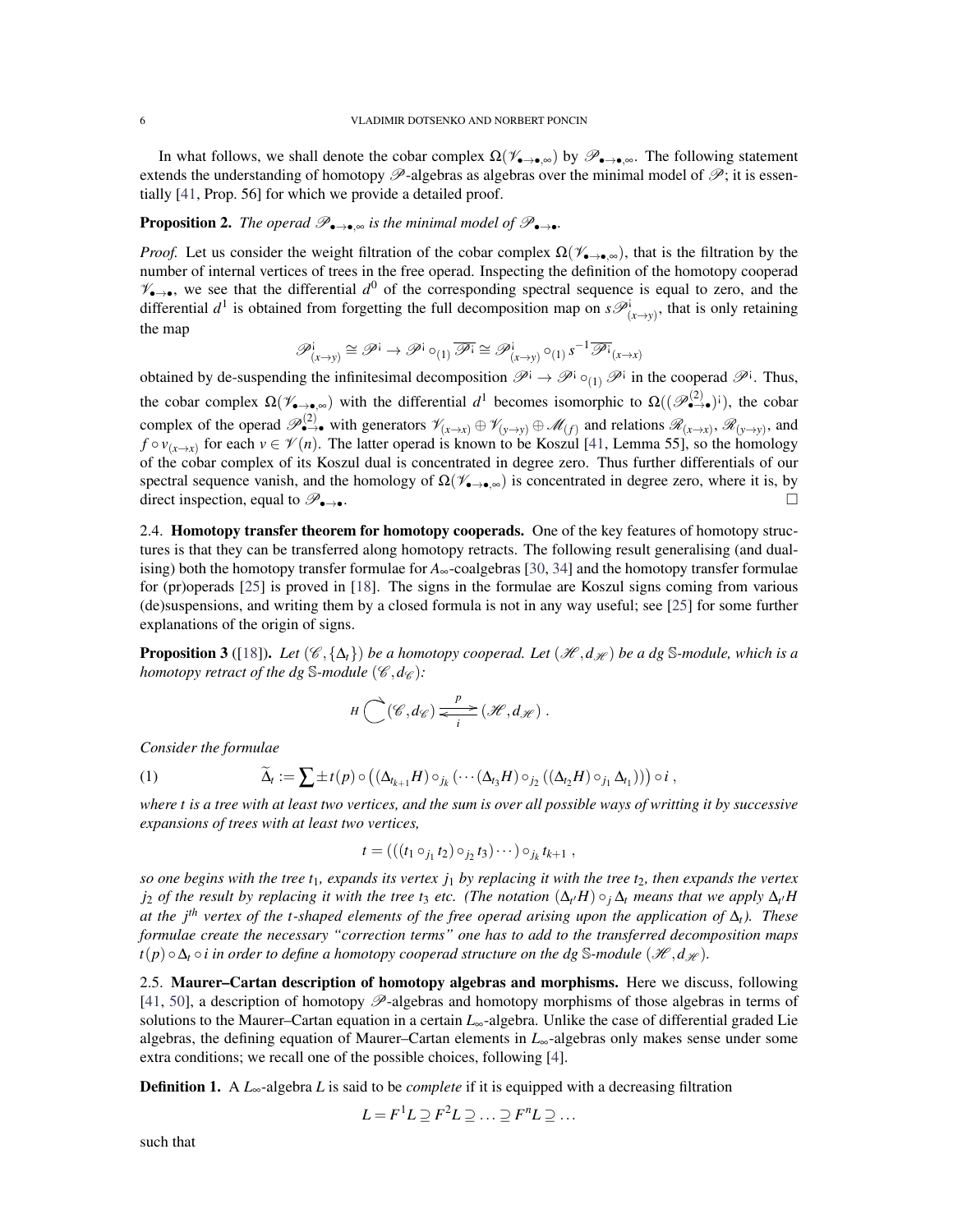In what follows, we shall denote the cobar complex $\Omega(\mathscr{V}_{\bullet\to\bullet,\infty})$ by $\mathscr{P}_{\bullet\to\bullet,\infty}$. The following statement extends the understanding of homotopy $\mathscr{P}$-algebras as algebras over the minimal model of $\mathscr{P}$; it is essentially [41, Prop. 56] for which we provide a detailed proof.

**Proposition 2.** *The operad $\mathscr{P}_{\bullet\to\bullet,\infty}$ is the minimal model of $\mathscr{P}_{\bullet\to\bullet}$.*

*Proof.* Let us consider the weight filtration of the cobar complex $\Omega(\mathscr{V}_{\bullet\to\bullet,\infty})$, that is the filtration by the number of internal vertices of trees in the free operad. Inspecting the definition of the homotopy cooperad $\mathscr{V}_{\bullet\to\bullet}$, we see that the differential $d^0$ of the corresponding spectral sequence is equal to zero, and the differential $d^1$ is obtained from forgetting the full decomposition map on $s\mathscr{P}^{¡}_{(x\to y)}$, that is only retaining the map

$$\mathscr{P}^{¡}_{(x\to y)} \cong \mathscr{P}^{¡} \to \mathscr{P}^{¡} \circ_{(1)} \overline{\mathscr{P}^{¡}} \cong \mathscr{P}^{¡}_{(x\to y)} \circ_{(1)} s^{-1}\overline{\mathscr{P}^{¡}}_{(x\to x)}$$

obtained by de-suspending the infinitesimal decomposition $\mathscr{P}^{¡} \to \mathscr{P}^{¡} \circ_{(1)} \mathscr{P}^{¡}$ in the cooperad $\mathscr{P}^{¡}$. Thus, the cobar complex $\Omega(\mathscr{V}_{\bullet\to\bullet,\infty})$ with the differential $d^1$ becomes isomorphic to $\Omega((\mathscr{P}^{(2)}_{\bullet\to\bullet})^{¡})$, the cobar complex of the operad $\mathscr{P}^{(2)}_{\bullet\to\bullet}$ with generators $\mathscr{V}_{(x\to x)} \oplus \mathscr{V}_{(y\to y)} \oplus \mathscr{M}_{(f)}$ and relations $\mathscr{R}_{(x\to x)}$, $\mathscr{R}_{(y\to y)}$, and $f \circ v_{(x\to x)}$ for each $v \in \mathscr{V}(n)$. The latter operad is known to be Koszul [41, Lemma 55], so the homology of the cobar complex of its Koszul dual is concentrated in degree zero. Thus further differentials of our spectral sequence vanish, and the homology of $\Omega(\mathscr{V}_{\bullet\to\bullet,\infty})$ is concentrated in degree zero, where it is, by direct inspection, equal to $\mathscr{P}_{\bullet\to\bullet}$. □

2.4. **Homotopy transfer theorem for homotopy cooperads.** One of the key features of homotopy structures is that they can be transferred along homotopy retracts. The following result generalising (and dualising) both the homotopy transfer formulae for $A_\infty$-coalgebras [30, 34] and the homotopy transfer formulae for (pr)operads [25] is proved in [18]. The signs in the formulae are Koszul signs coming from various (de)suspensions, and writing them by a closed formula is not in any way useful; see [25] for some further explanations of the origin of signs.

**Proposition 3** ([18]). *Let $(\mathscr{C},\{\Delta_t\})$ be a homotopy cooperad. Let $(\mathscr{H},d_{\mathscr{H}})$ be a dg $\mathbb{S}$-module, which is a homotopy retract of the dg $\mathbb{S}$-module $(\mathscr{C},d_{\mathscr{C}})$:*

$$H \circlearrowright (\mathscr{C},d_{\mathscr{C}}) \underset{i}{\overset{p}{\rightleftarrows}} (\mathscr{H},d_{\mathscr{H}}) \ .$$

*Consider the formulae*

$$\widetilde{\Delta}_t := \sum \pm t(p) \circ \big((\Delta_{t_{k+1}}H) \circ_{j_k} (\cdots (\Delta_{t_3}H) \circ_{j_2} ((\Delta_{t_2}H) \circ_{j_1} \Delta_{t_1}))\big) \circ i \ , \tag{1}$$

*where $t$ is a tree with at least two vertices, and the sum is over all possible ways of writting it by successive expansions of trees with at least two vertices,*

$$t = (((t_1 \circ_{j_1} t_2) \circ_{j_2} t_3) \cdots) \circ_{j_k} t_{k+1} \ ,$$

*so one begins with the tree $t_1$, expands its vertex $j_1$ by replacing it with the tree $t_2$, then expands the vertex $j_2$ of the result by replacing it with the tree $t_3$ etc. (The notation $(\Delta_{t'}H) \circ_j \Delta_t$ means that we apply $\Delta_{t'}H$ at the $j^{th}$ vertex of the $t$-shaped elements of the free operad arising upon the application of $\Delta_t$). These formulae create the necessary "correction terms" one has to add to the transferred decomposition maps $t(p) \circ \Delta_t \circ i$ in order to define a homotopy cooperad structure on the dg $\mathbb{S}$-module $(\mathscr{H},d_{\mathscr{H}})$.*

2.5. **Maurer–Cartan description of homotopy algebras and morphisms.** Here we discuss, following [41, 50], a description of homotopy $\mathscr{P}$-algebras and homotopy morphisms of those algebras in terms of solutions to the Maurer–Cartan equation in a certain $L_\infty$-algebra. Unlike the case of differential graded Lie algebras, the defining equation of Maurer–Cartan elements in $L_\infty$-algebras only makes sense under some extra conditions; we recall one of the possible choices, following [4].

**Definition 1.** A $L_\infty$-algebra $L$ is said to be *complete* if it is equipped with a decreasing filtration

$$L = F^1L \supseteq F^2L \supseteq \ldots \supseteq F^nL \supseteq \ldots$$

such that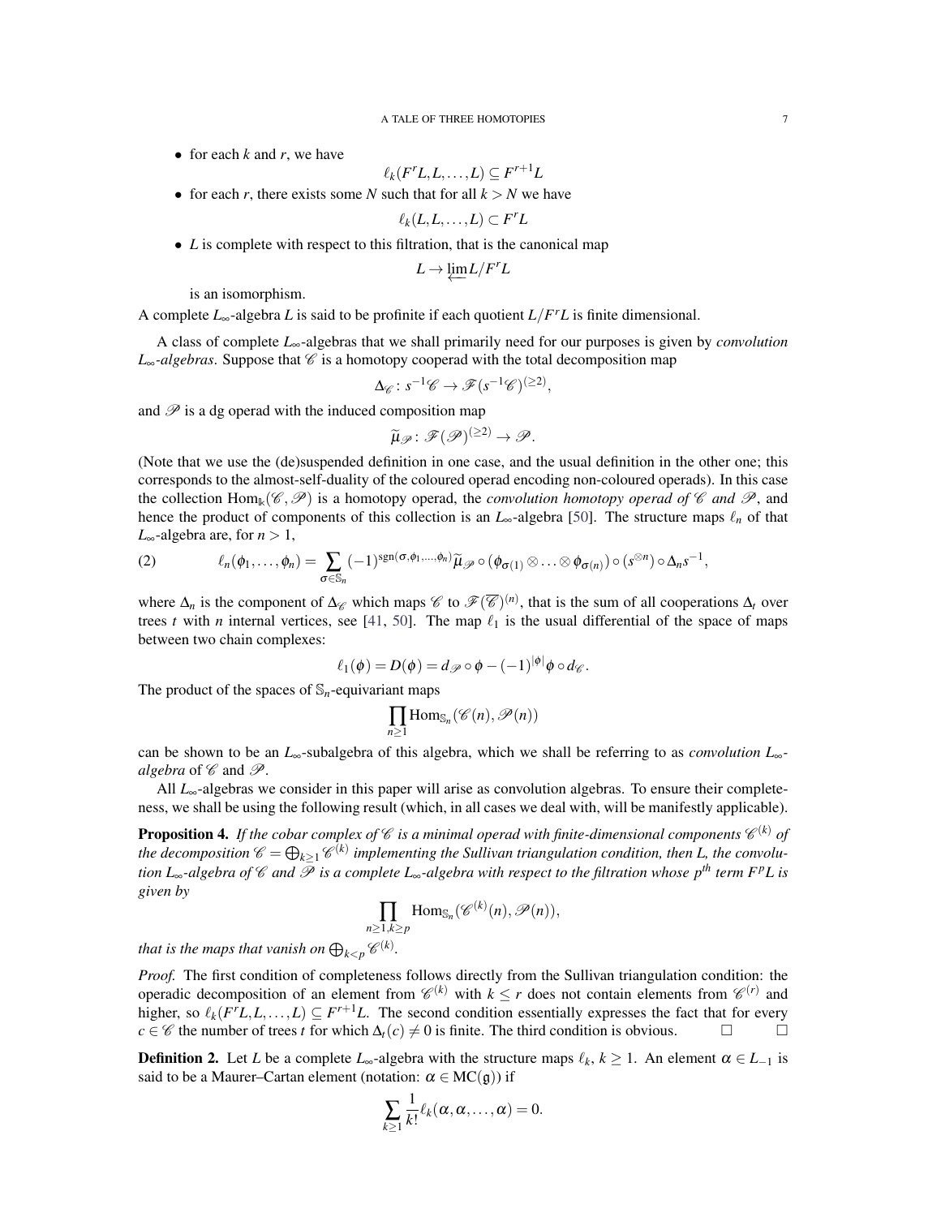- for each $k$ and $r$, we have
$$\ell_k(F^rL, L, \ldots, L) \subseteq F^{r+1}L$$
- for each $r$, there exists some $N$ such that for all $k > N$ we have
$$\ell_k(L, L, \ldots, L) \subset F^rL$$
- $L$ is complete with respect to this filtration, that is the canonical map
$$L \to \varprojlim L/F^rL$$
is an isomorphism.

A complete $L_\infty$-algebra $L$ is said to be profinite if each quotient $L/F^rL$ is finite dimensional.

A class of complete $L_\infty$-algebras that we shall primarily need for our purposes is given by *convolution $L_\infty$-algebras*. Suppose that $\mathscr{C}$ is a homotopy cooperad with the total decomposition map
$$\Delta_{\mathscr{C}} \colon s^{-1}\mathscr{C} \to \mathscr{F}(s^{-1}\mathscr{C})^{(\geq 2)},$$
and $\mathscr{P}$ is a dg operad with the induced composition map
$$\widetilde{\mu}_{\mathscr{P}} \colon \mathscr{F}(\mathscr{P})^{(\geq 2)} \to \mathscr{P}.$$
(Note that we use the (de)suspended definition in one case, and the usual definition in the other one; this corresponds to the almost-self-duality of the coloured operad encoding non-coloured operads). In this case the collection $\mathrm{Hom}_{\Bbbk}(\mathscr{C}, \mathscr{P})$ is a homotopy operad, the *convolution homotopy operad of $\mathscr{C}$ and $\mathscr{P}$*, and hence the product of components of this collection is an $L_\infty$-algebra [50]. The structure maps $\ell_n$ of that $L_\infty$-algebra are, for $n > 1$,

$$\ell_n(\phi_1, \ldots, \phi_n) = \sum_{\sigma \in \mathbb{S}_n} (-1)^{\mathrm{sgn}(\sigma, \phi_1, \ldots, \phi_n)} \widetilde{\mu}_{\mathscr{P}} \circ (\phi_{\sigma(1)} \otimes \ldots \otimes \phi_{\sigma(n)}) \circ (s^{\otimes n}) \circ \Delta_n s^{-1}, \tag{2}$$

where $\Delta_n$ is the component of $\Delta_{\mathscr{C}}$ which maps $\mathscr{C}$ to $\mathscr{F}(\overline{\mathscr{C}})^{(n)}$, that is the sum of all cooperations $\Delta_t$ over trees $t$ with $n$ internal vertices, see [41, 50]. The map $\ell_1$ is the usual differential of the space of maps between two chain complexes:
$$\ell_1(\phi) = D(\phi) = d_{\mathscr{P}} \circ \phi - (-1)^{|\phi|} \phi \circ d_{\mathscr{C}}.$$
The product of the spaces of $\mathbb{S}_n$-equivariant maps
$$\prod_{n \geq 1} \mathrm{Hom}_{\mathbb{S}_n}(\mathscr{C}(n), \mathscr{P}(n))$$
can be shown to be an $L_\infty$-subalgebra of this algebra, which we shall be referring to as *convolution $L_\infty$-algebra* of $\mathscr{C}$ and $\mathscr{P}$.

All $L_\infty$-algebras we consider in this paper will arise as convolution algebras. To ensure their completeness, we shall be using the following result (which, in all cases we deal with, will be manifestly applicable).

**Proposition 4.** *If the cobar complex of $\mathscr{C}$ is a minimal operad with finite-dimensional components $\mathscr{C}^{(k)}$ of the decomposition $\mathscr{C} = \bigoplus_{k \geq 1} \mathscr{C}^{(k)}$ implementing the Sullivan triangulation condition, then L, the convolution $L_\infty$-algebra of $\mathscr{C}$ and $\mathscr{P}$ is a complete $L_\infty$-algebra with respect to the filtration whose $p^{th}$ term $F^pL$ is given by*
$$\prod_{n \geq 1, k \geq p} \mathrm{Hom}_{\mathbb{S}_n}(\mathscr{C}^{(k)}(n), \mathscr{P}(n)),$$
*that is the maps that vanish on $\bigoplus_{k<p} \mathscr{C}^{(k)}$.*

*Proof.* The first condition of completeness follows directly from the Sullivan triangulation condition: the operadic decomposition of an element from $\mathscr{C}^{(k)}$ with $k \leq r$ does not contain elements from $\mathscr{C}^{(r)}$ and higher, so $\ell_k(F^rL, L, \ldots, L) \subseteq F^{r+1}L$. The second condition essentially expresses the fact that for every $c \in \mathscr{C}$ the number of trees $t$ for which $\Delta_t(c) \neq 0$ is finite. The third condition is obvious. □ □

**Definition 2.** Let $L$ be a complete $L_\infty$-algebra with the structure maps $\ell_k$, $k \geq 1$. An element $\alpha \in L_{-1}$ is said to be a Maurer–Cartan element (notation: $\alpha \in \mathrm{MC}(\mathfrak{g})$) if
$$\sum_{k \geq 1} \frac{1}{k!} \ell_k(\alpha, \alpha, \ldots, \alpha) = 0.$$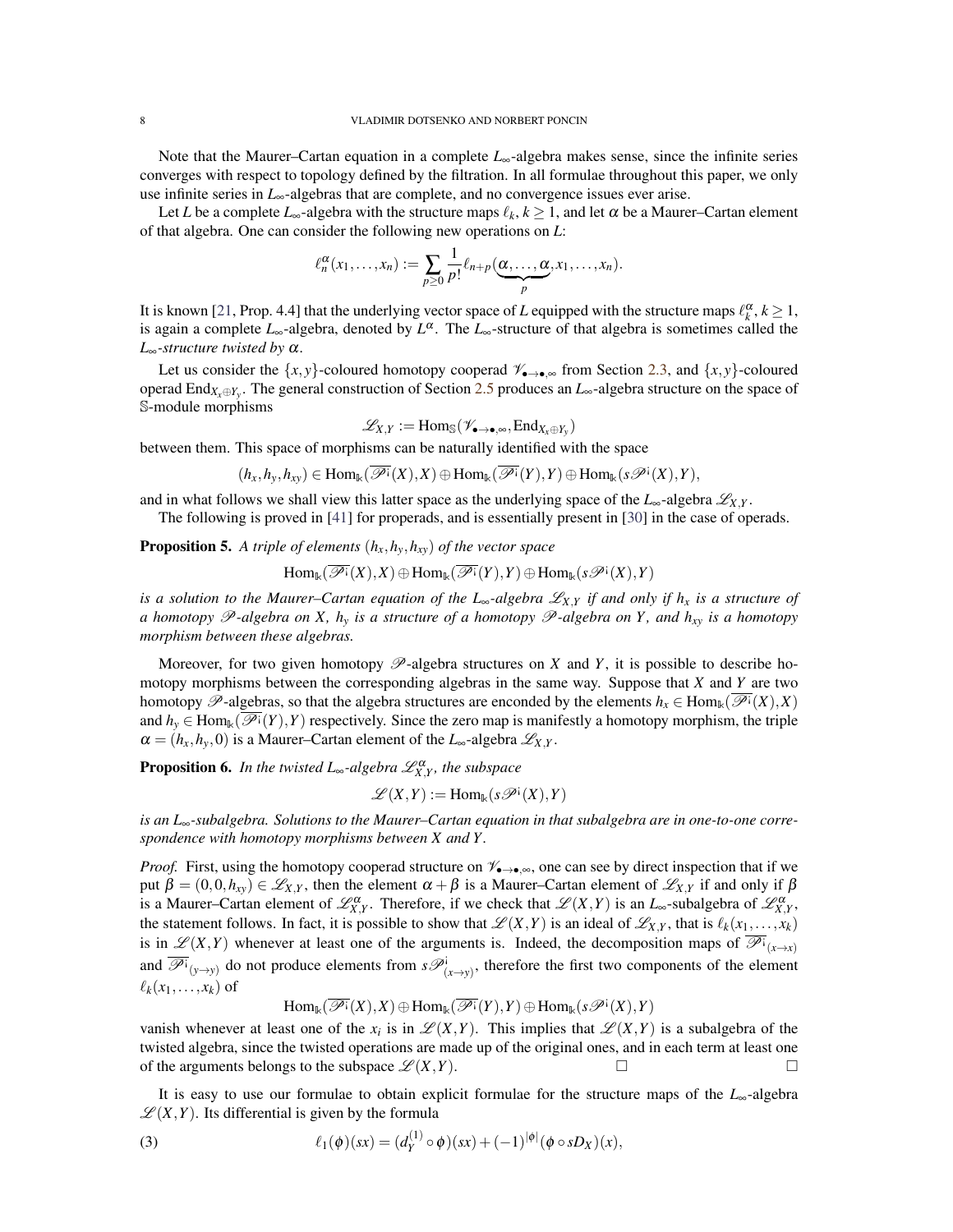Note that the Maurer–Cartan equation in a complete $L_\infty$-algebra makes sense, since the infinite series converges with respect to topology defined by the filtration. In all formulae throughout this paper, we only use infinite series in $L_\infty$-algebras that are complete, and no convergence issues ever arise.

Let $L$ be a complete $L_\infty$-algebra with the structure maps $\ell_k, k \geq 1$, and let $\alpha$ be a Maurer–Cartan element of that algebra. One can consider the following new operations on $L$:

$$\ell_n^\alpha(x_1, \dots, x_n) := \sum_{p \geq 0} \frac{1}{p!} \ell_{n+p}(\underbrace{\alpha, \dots, \alpha}_{p}, x_1, \dots, x_n).$$

It is known [21, Prop. 4.4] that the underlying vector space of $L$ equipped with the structure maps $\ell_k^\alpha, k \geq 1$, is again a complete $L_\infty$-algebra, denoted by $L^\alpha$. The $L_\infty$-structure of that algebra is sometimes called the *$L_\infty$-structure twisted by $\alpha$*.

Let us consider the $\{x,y\}$-coloured homotopy cooperad $\mathscr{V}_{\bullet\to\bullet,\infty}$ from Section 2.3, and $\{x,y\}$-coloured operad $\mathrm{End}_{X_x \oplus Y_y}$. The general construction of Section 2.5 produces an $L_\infty$-algebra structure on the space of $\mathbb{S}$-module morphisms

$$\mathscr{L}_{X,Y} := \mathrm{Hom}_{\mathbb{S}}(\mathscr{V}_{\bullet\to\bullet,\infty}, \mathrm{End}_{X_x \oplus Y_y})$$

between them. This space of morphisms can be naturally identified with the space

$$(h_x, h_y, h_{xy}) \in \mathrm{Hom}_{\Bbbk}(\overline{\mathscr{P}^{¡}}(X), X) \oplus \mathrm{Hom}_{\Bbbk}(\overline{\mathscr{P}^{¡}}(Y), Y) \oplus \mathrm{Hom}_{\Bbbk}(s\mathscr{P}^{¡}(X), Y),$$

and in what follows we shall view this latter space as the underlying space of the $L_\infty$-algebra $\mathscr{L}_{X,Y}$.

The following is proved in [41] for properads, and is essentially present in [30] in the case of operads.

**Proposition 5.** *A triple of elements $(h_x, h_y, h_{xy})$ of the vector space*

$$\mathrm{Hom}_{\Bbbk}(\overline{\mathscr{P}^{¡}}(X), X) \oplus \mathrm{Hom}_{\Bbbk}(\overline{\mathscr{P}^{¡}}(Y), Y) \oplus \mathrm{Hom}_{\Bbbk}(s\mathscr{P}^{¡}(X), Y)$$

*is a solution to the Maurer–Cartan equation of the $L_\infty$-algebra $\mathscr{L}_{X,Y}$ if and only if $h_x$ is a structure of a homotopy $\mathscr{P}$-algebra on $X$, $h_y$ is a structure of a homotopy $\mathscr{P}$-algebra on $Y$, and $h_{xy}$ is a homotopy morphism between these algebras.*

Moreover, for two given homotopy $\mathscr{P}$-algebra structures on $X$ and $Y$, it is possible to describe homotopy morphisms between the corresponding algebras in the same way. Suppose that $X$ and $Y$ are two homotopy $\mathscr{P}$-algebras, so that the algebra structures are enconded by the elements $h_x \in \mathrm{Hom}_{\Bbbk}(\overline{\mathscr{P}^{¡}}(X), X)$ and $h_y \in \mathrm{Hom}_{\Bbbk}(\overline{\mathscr{P}^{¡}}(Y), Y)$ respectively. Since the zero map is manifestly a homotopy morphism, the triple $\alpha = (h_x, h_y, 0)$ is a Maurer–Cartan element of the $L_\infty$-algebra $\mathscr{L}_{X,Y}$.

**Proposition 6.** *In the twisted $L_\infty$-algebra $\mathscr{L}_{X,Y}^\alpha$, the subspace*

$$\mathscr{L}(X,Y) := \mathrm{Hom}_{\Bbbk}(s\mathscr{P}^{¡}(X), Y)$$

*is an $L_\infty$-subalgebra. Solutions to the Maurer–Cartan equation in that subalgebra are in one-to-one correspondence with homotopy morphisms between $X$ and $Y$.*

*Proof.* First, using the homotopy cooperad structure on $\mathscr{V}_{\bullet\to\bullet,\infty}$, one can see by direct inspection that if we put $\beta = (0, 0, h_{xy}) \in \mathscr{L}_{X,Y}$, then the element $\alpha + \beta$ is a Maurer–Cartan element of $\mathscr{L}_{X,Y}$ if and only if $\beta$ is a Maurer–Cartan element of $\mathscr{L}_{X,Y}^\alpha$. Therefore, if we check that $\mathscr{L}(X,Y)$ is an $L_\infty$-subalgebra of $\mathscr{L}_{X,Y}^\alpha$, the statement follows. In fact, it is possible to show that $\mathscr{L}(X,Y)$ is an ideal of $\mathscr{L}_{X,Y}$, that is $\ell_k(x_1, \dots, x_k)$ is in $\mathscr{L}(X,Y)$ whenever at least one of the arguments is. Indeed, the decomposition maps of $\overline{\mathscr{P}^{¡}}_{(x\to x)}$ and $\overline{\mathscr{P}^{¡}}_{(y\to y)}$ do not produce elements from $s\mathscr{P}^{¡}_{(x\to y)}$, therefore the first two components of the element $\ell_k(x_1, \dots, x_k)$ of

$$\mathrm{Hom}_{\Bbbk}(\overline{\mathscr{P}^{¡}}(X), X) \oplus \mathrm{Hom}_{\Bbbk}(\overline{\mathscr{P}^{¡}}(Y), Y) \oplus \mathrm{Hom}_{\Bbbk}(s\mathscr{P}^{¡}(X), Y)$$

vanish whenever at least one of the $x_i$ is in $\mathscr{L}(X,Y)$. This implies that $\mathscr{L}(X,Y)$ is a subalgebra of the twisted algebra, since the twisted operations are made up of the original ones, and in each term at least one of the arguments belongs to the subspace $\mathscr{L}(X,Y)$. □ □

It is easy to use our formulae to obtain explicit formulae for the structure maps of the $L_\infty$-algebra $\mathscr{L}(X,Y)$. Its differential is given by the formula

$$\ell_1(\phi)(sx) = (d_Y^{(1)} \circ \phi)(sx) + (-1)^{|\phi|}(\phi \circ sD_X)(x), \tag{3}$$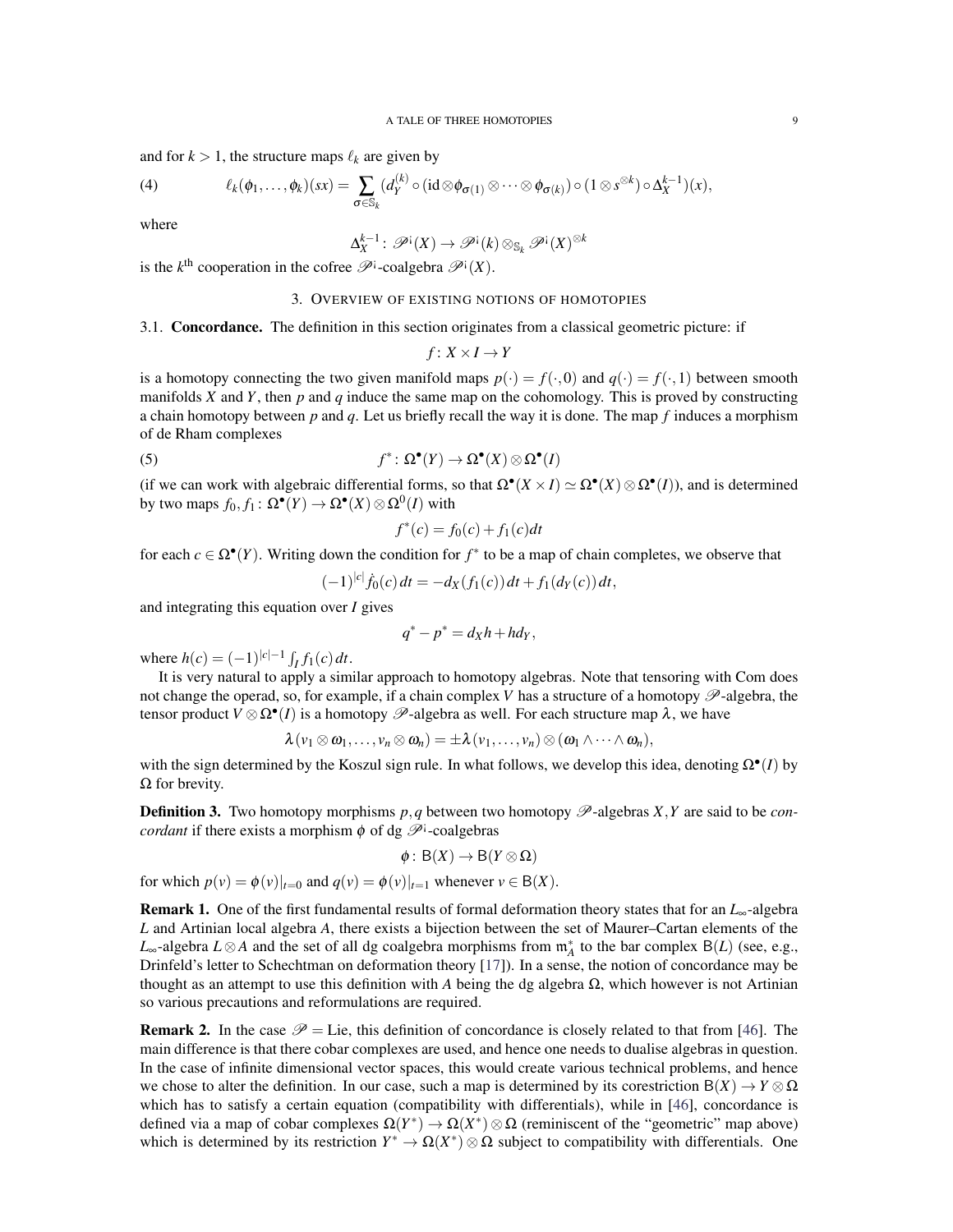and for $k > 1$, the structure maps $\ell_k$ are given by

$$\ell_k(\phi_1, \dots, \phi_k)(sx) = \sum_{\sigma \in \mathbb{S}_k} (d_Y^{(k)} \circ (\mathrm{id} \otimes \phi_{\sigma(1)} \otimes \cdots \otimes \phi_{\sigma(k)}) \circ (1 \otimes s^{\otimes k}) \circ \Delta_X^{k-1})(x), \tag{4}$$

where

$$\Delta_X^{k-1} \colon \mathscr{P}^{\text{!`}}(X) \to \mathscr{P}^{\text{!`}}(k) \otimes_{\mathbb{S}_k} \mathscr{P}^{\text{!`}}(X)^{\otimes k}$$

is the $k^{\text{th}}$ cooperation in the cofree $\mathscr{P}^{\text{!`}}$-coalgebra $\mathscr{P}^{\text{!`}}(X)$.

## 3. Overview of existing notions of homotopies

**3.1. Concordance.** The definition in this section originates from a classical geometric picture: if

$$f \colon X \times I \to Y$$

is a homotopy connecting the two given manifold maps $p(\cdot) = f(\cdot, 0)$ and $q(\cdot) = f(\cdot, 1)$ between smooth manifolds $X$ and $Y$, then $p$ and $q$ induce the same map on the cohomology. This is proved by constructing a chain homotopy between $p$ and $q$. Let us briefly recall the way it is done. The map $f$ induces a morphism of de Rham complexes

$$f^* \colon \Omega^\bullet(Y) \to \Omega^\bullet(X) \otimes \Omega^\bullet(I) \tag{5}$$

(if we can work with algebraic differential forms, so that $\Omega^\bullet(X \times I) \simeq \Omega^\bullet(X) \otimes \Omega^\bullet(I)$), and is determined by two maps $f_0, f_1 \colon \Omega^\bullet(Y) \to \Omega^\bullet(X) \otimes \Omega^0(I)$ with

$$f^*(c) = f_0(c) + f_1(c)dt$$

for each $c \in \Omega^\bullet(Y)$. Writing down the condition for $f^*$ to be a map of chain completes, we observe that

$$(-1)^{|c|} \dot{f}_0(c)\, dt = -d_X(f_1(c))\, dt + f_1(d_Y(c))\, dt,$$

and integrating this equation over $I$ gives

$$q^* - p^* = d_X h + h d_Y,$$

where $h(c) = (-1)^{|c|-1} \int_I f_1(c)\, dt$.

It is very natural to apply a similar approach to homotopy algebras. Note that tensoring with Com does not change the operad, so, for example, if a chain complex $V$ has a structure of a homotopy $\mathscr{P}$-algebra, the tensor product $V \otimes \Omega^\bullet(I)$ is a homotopy $\mathscr{P}$-algebra as well. For each structure map $\lambda$, we have

$$\lambda(v_1 \otimes \omega_1, \dots, v_n \otimes \omega_n) = \pm \lambda(v_1, \dots, v_n) \otimes (\omega_1 \wedge \cdots \wedge \omega_n),$$

with the sign determined by the Koszul sign rule. In what follows, we develop this idea, denoting $\Omega^\bullet(I)$ by $\Omega$ for brevity.

**Definition 3.** Two homotopy morphisms $p, q$ between two homotopy $\mathscr{P}$-algebras $X, Y$ are said to be *concordant* if there exists a morphism $\phi$ of dg $\mathscr{P}^{\text{!`}}$-coalgebras

$$\phi \colon \mathsf{B}(X) \to \mathsf{B}(Y \otimes \Omega)$$

for which $p(v) = \phi(v)|_{t=0}$ and $q(v) = \phi(v)|_{t=1}$ whenever $v \in \mathsf{B}(X)$.

**Remark 1.** One of the first fundamental results of formal deformation theory states that for an $L_\infty$-algebra $L$ and Artinian local algebra $A$, there exists a bijection between the set of Maurer–Cartan elements of the $L_\infty$-algebra $L \otimes A$ and the set of all dg coalgebra morphisms from $\mathfrak{m}_A^*$ to the bar complex $\mathsf{B}(L)$ (see, e.g., Drinfeld's letter to Schechtman on deformation theory [17]). In a sense, the notion of concordance may be thought as an attempt to use this definition with $A$ being the dg algebra $\Omega$, which however is not Artinian so various precautions and reformulations are required.

**Remark 2.** In the case $\mathscr{P} = \mathrm{Lie}$, this definition of concordance is closely related to that from [46]. The main difference is that there cobar complexes are used, and hence one needs to dualise algebras in question. In the case of infinite dimensional vector spaces, this would create various technical problems, and hence we chose to alter the definition. In our case, such a map is determined by its corestriction $\mathsf{B}(X) \to Y \otimes \Omega$ which has to satisfy a certain equation (compatibility with differentials), while in [46], concordance is defined via a map of cobar complexes $\Omega(Y^*) \to \Omega(X^*) \otimes \Omega$ (reminiscent of the "geometric" map above) which is determined by its restriction $Y^* \to \Omega(X^*) \otimes \Omega$ subject to compatibility with differentials. One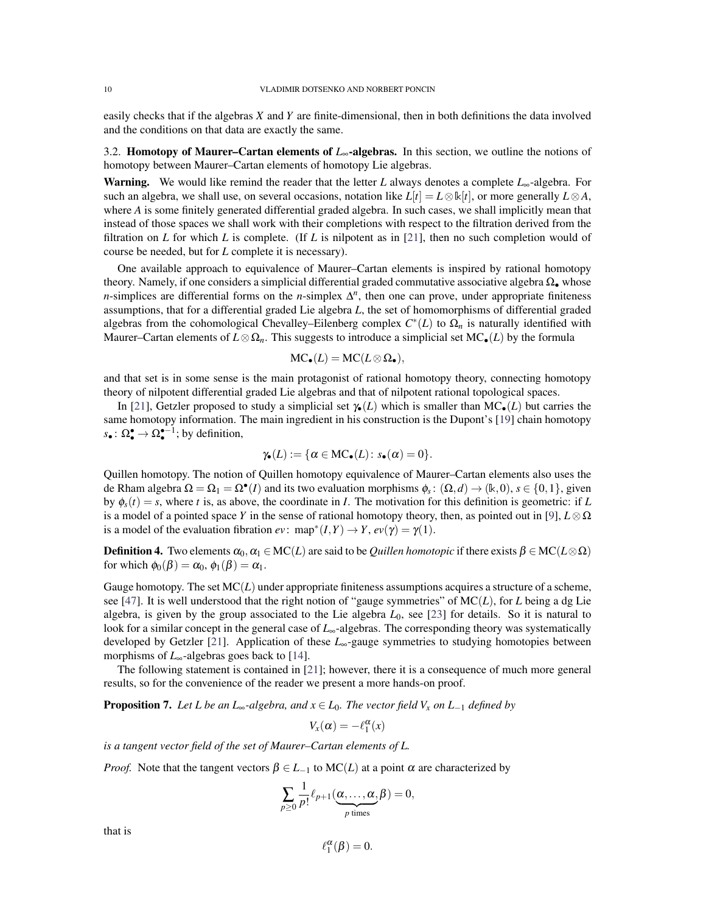easily checks that if the algebras $X$ and $Y$ are finite-dimensional, then in both definitions the data involved and the conditions on that data are exactly the same.

### 3.2. Homotopy of Maurer–Cartan elements of $L_\infty$-algebras.

In this section, we outline the notions of homotopy between Maurer–Cartan elements of homotopy Lie algebras.

**Warning.** We would like remind the reader that the letter $L$ always denotes a complete $L_\infty$-algebra. For such an algebra, we shall use, on several occasions, notation like $L[t] = L \otimes \Bbbk[t]$, or more generally $L \otimes A$, where $A$ is some finitely generated differential graded algebra. In such cases, we shall implicitly mean that instead of those spaces we shall work with their completions with respect to the filtration derived from the filtration on $L$ for which $L$ is complete. (If $L$ is nilpotent as in [21], then no such completion would of course be needed, but for $L$ complete it is necessary).

One available approach to equivalence of Maurer–Cartan elements is inspired by rational homotopy theory. Namely, if one considers a simplicial differential graded commutative associative algebra $\Omega_\bullet$ whose $n$-simplices are differential forms on the $n$-simplex $\Delta^n$, then one can prove, under appropriate finiteness assumptions, that for a differential graded Lie algebra $L$, the set of homomorphisms of differential graded algebras from the cohomological Chevalley–Eilenberg complex $C^*(L)$ to $\Omega_n$ is naturally identified with Maurer–Cartan elements of $L \otimes \Omega_n$. This suggests to introduce a simplicial set $\mathrm{MC}_\bullet(L)$ by the formula

$$\mathrm{MC}_\bullet(L) = \mathrm{MC}(L \otimes \Omega_\bullet),$$

and that set is in some sense is the main protagonist of rational homotopy theory, connecting homotopy theory of nilpotent differential graded Lie algebras and that of nilpotent rational topological spaces.

In [21], Getzler proposed to study a simplicial set $\gamma_\bullet(L)$ which is smaller than $\mathrm{MC}_\bullet(L)$ but carries the same homotopy information. The main ingredient in his construction is the Dupont's [19] chain homotopy $s_\bullet \colon \Omega_\bullet^\bullet \to \Omega_\bullet^{\bullet-1}$; by definition,

$$\gamma_\bullet(L) := \{\alpha \in \mathrm{MC}_\bullet(L) \colon s_\bullet(\alpha) = 0\}.$$

Quillen homotopy. The notion of Quillen homotopy equivalence of Maurer–Cartan elements also uses the de Rham algebra $\Omega = \Omega_1 = \Omega^\bullet(I)$ and its two evaluation morphisms $\phi_s \colon (\Omega, d) \to (\Bbbk, 0)$, $s \in \{0,1\}$, given by $\phi_s(t) = s$, where $t$ is, as above, the coordinate in $I$. The motivation for this definition is geometric: if $L$ is a model of a pointed space $Y$ in the sense of rational homotopy theory, then, as pointed out in [9], $L \otimes \Omega$ is a model of the evaluation fibration $ev \colon \operatorname{map}^*(I,Y) \to Y$, $ev(\gamma) = \gamma(1)$.

**Definition 4.** Two elements $\alpha_0, \alpha_1 \in \mathrm{MC}(L)$ are said to be *Quillen homotopic* if there exists $\beta \in \mathrm{MC}(L \otimes \Omega)$ for which $\phi_0(\beta) = \alpha_0$, $\phi_1(\beta) = \alpha_1$.

Gauge homotopy. The set $\mathrm{MC}(L)$ under appropriate finiteness assumptions acquires a structure of a scheme, see [47]. It is well understood that the right notion of "gauge symmetries" of $\mathrm{MC}(L)$, for $L$ being a dg Lie algebra, is given by the group associated to the Lie algebra $L_0$, see [23] for details. So it is natural to look for a similar concept in the general case of $L_\infty$-algebras. The corresponding theory was systematically developed by Getzler [21]. Application of these $L_\infty$-gauge symmetries to studying homotopies between morphisms of $L_\infty$-algebras goes back to [14].

The following statement is contained in [21]; however, there it is a consequence of much more general results, so for the convenience of the reader we present a more hands-on proof.

**Proposition 7.** *Let $L$ be an $L_\infty$-algebra, and $x \in L_0$. The vector field $V_x$ on $L_{-1}$ defined by*

$$V_x(\alpha) = -\ell_1^\alpha(x)$$

*is a tangent vector field of the set of Maurer–Cartan elements of $L$.*

*Proof.* Note that the tangent vectors $\beta \in L_{-1}$ to $\mathrm{MC}(L)$ at a point $\alpha$ are characterized by

$$\sum_{p \geq 0} \frac{1}{p!} \ell_{p+1}(\underbrace{\alpha, \ldots, \alpha}_{p \text{ times}}, \beta) = 0,$$

that is

$$\ell_1^\alpha(\beta) = 0.$$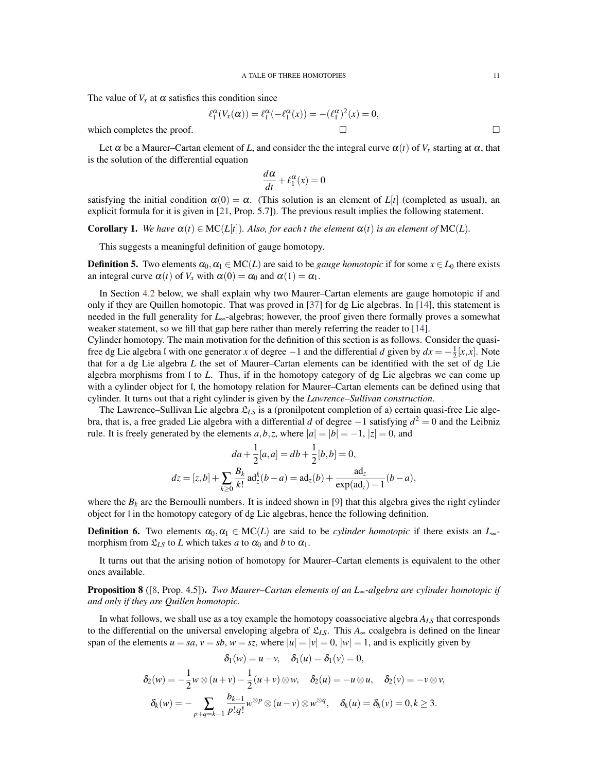The value of $V_x$ at $\alpha$ satisfies this condition since

$$\ell_1^\alpha(V_x(\alpha)) = \ell_1^\alpha(-\ell_1^\alpha(x)) = -(\ell_1^\alpha)^2(x) = 0,$$

which completes the proof. □ □

Let $\alpha$ be a Maurer–Cartan element of $L$, and consider the the integral curve $\alpha(t)$ of $V_x$ starting at $\alpha$, that is the solution of the differential equation

$$\frac{d\alpha}{dt} + \ell_1^\alpha(x) = 0$$

satisfying the initial condition $\alpha(0) = \alpha$. (This solution is an element of $L[t]$ (completed as usual), an explicit formula for it is given in [21, Prop. 5.7]). The previous result implies the following statement.

**Corollary 1.** *We have $\alpha(t) \in \mathrm{MC}(L[t])$. Also, for each $t$ the element $\alpha(t)$ is an element of $\mathrm{MC}(L)$.*

This suggests a meaningful definition of gauge homotopy.

**Definition 5.** Two elements $\alpha_0, \alpha_1 \in \mathrm{MC}(L)$ are said to be *gauge homotopic* if for some $x \in L_0$ there exists an integral curve $\alpha(t)$ of $V_x$ with $\alpha(0) = \alpha_0$ and $\alpha(1) = \alpha_1$.

In Section 4.2 below, we shall explain why two Maurer–Cartan elements are gauge homotopic if and only if they are Quillen homotopic. That was proved in [37] for dg Lie algebras. In [14], this statement is needed in the full generality for $L_\infty$-algebras; however, the proof given there formally proves a somewhat weaker statement, so we fill that gap here rather than merely referring the reader to [14].
Cylinder homotopy. The main motivation for the definition of this section is as follows. Consider the quasi-free dg Lie algebra $\mathfrak{l}$ with one generator $x$ of degree $-1$ and the differential $d$ given by $dx = -\frac{1}{2}[x,x]$. Note that for a dg Lie algebra $L$ the set of Maurer–Cartan elements can be identified with the set of dg Lie algebra morphisms from $\mathfrak{l}$ to $L$. Thus, if in the homotopy category of dg Lie algebras we can come up with a cylinder object for $\mathfrak{l}$, the homotopy relation for Maurer–Cartan elements can be defined using that cylinder. It turns out that a right cylinder is given by the *Lawrence–Sullivan construction*.

The Lawrence–Sullivan Lie algebra $\mathfrak{L}_{LS}$ is a (pronilpotent completion of a) certain quasi-free Lie algebra, that is, a free graded Lie algebra with a differential $d$ of degree $-1$ satisfying $d^2 = 0$ and the Leibniz rule. It is freely generated by the elements $a, b, z$, where $|a| = |b| = -1$, $|z| = 0$, and

$$da + \frac{1}{2}[a,a] = db + \frac{1}{2}[b,b] = 0,$$

$$dz = [z,b] + \sum_{k \geq 0} \frac{B_k}{k!} \mathrm{ad}_z^k(b-a) = \mathrm{ad}_z(b) + \frac{\mathrm{ad}_z}{\exp(\mathrm{ad}_z) - 1}(b-a),$$

where the $B_k$ are the Bernoulli numbers. It is indeed shown in [9] that this algebra gives the right cylinder object for $\mathfrak{l}$ in the homotopy category of dg Lie algebras, hence the following definition.

**Definition 6.** Two elements $\alpha_0, \alpha_1 \in \mathrm{MC}(L)$ are said to be *cylinder homotopic* if there exists an $L_\infty$-morphism from $\mathfrak{L}_{LS}$ to $L$ which takes $a$ to $\alpha_0$ and $b$ to $\alpha_1$.

It turns out that the arising notion of homotopy for Maurer–Cartan elements is equivalent to the other ones available.

**Proposition 8** ([8, Prop. 4.5]). *Two Maurer–Cartan elements of an $L_\infty$-algebra are cylinder homotopic if and only if they are Quillen homotopic.*

In what follows, we shall use as a toy example the homotopy coassociative algebra $A_{LS}$ that corresponds to the differential on the universal enveloping algebra of $\mathfrak{L}_{LS}$. This $A_\infty$ coalgebra is defined on the linear span of the elements $u = sa$, $v = sb$, $w = sz$, where $|u| = |v| = 0$, $|w| = 1$, and is explicitly given by

$$\delta_1(w) = u - v, \quad \delta_1(u) = \delta_1(v) = 0,$$

$$\delta_2(w) = -\frac{1}{2} w \otimes (u+v) - \frac{1}{2}(u+v) \otimes w, \quad \delta_2(u) = -u \otimes u, \quad \delta_2(v) = -v \otimes v,$$

$$\delta_k(w) = -\sum_{p+q=k-1} \frac{b_{k-1}}{p!q!} w^{\otimes p} \otimes (u-v) \otimes w^{\otimes q}, \quad \delta_k(u) = \delta_k(v) = 0, k \geq 3.$$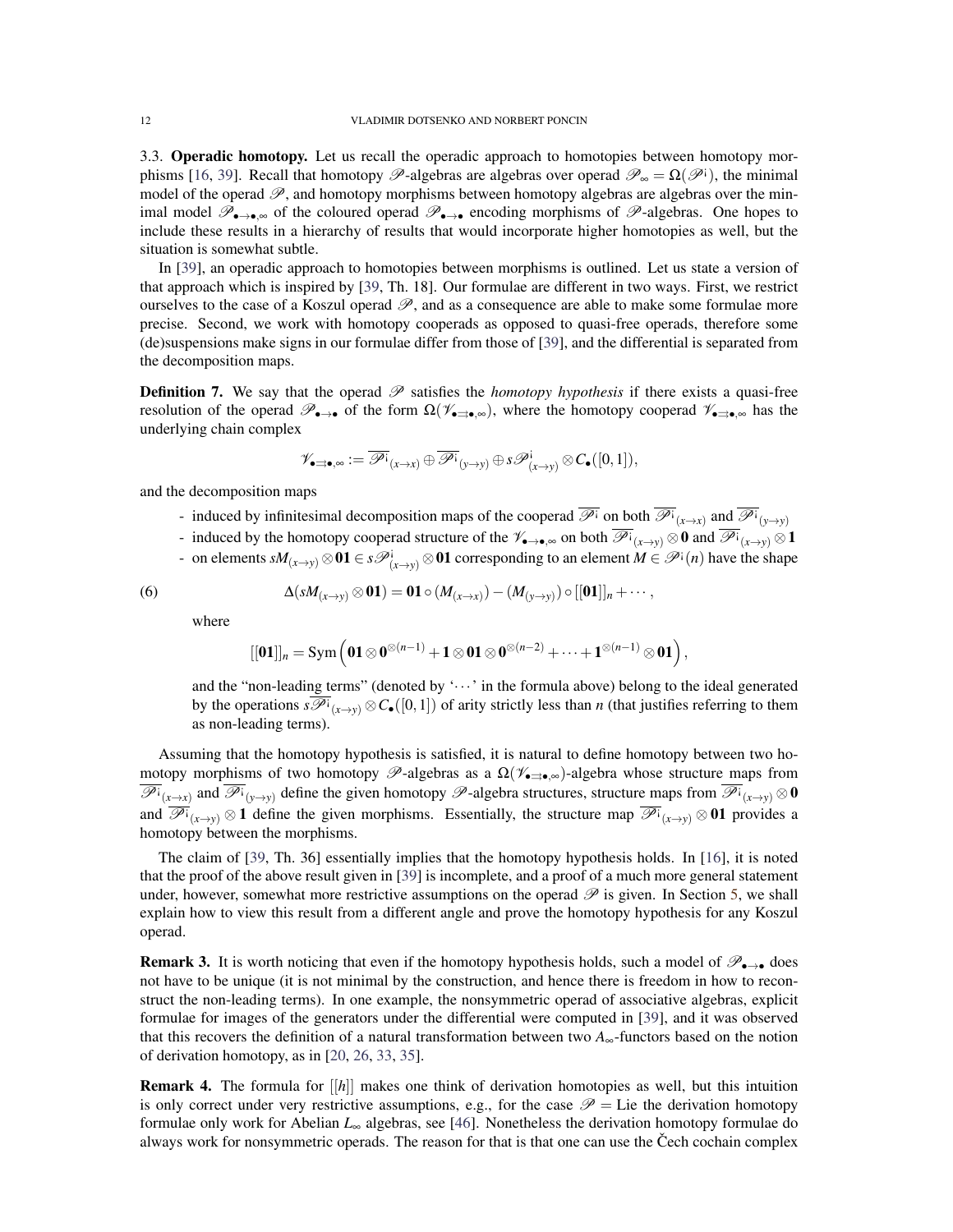3.3. **Operadic homotopy.** Let us recall the operadic approach to homotopies between homotopy morphisms [16, 39]. Recall that homotopy $\mathscr{P}$-algebras are algebras over operad $\mathscr{P}_\infty = \Omega(\mathscr{P}^{\text{!`}})$, the minimal model of the operad $\mathscr{P}$, and homotopy morphisms between homotopy algebras are algebras over the minimal model $\mathscr{P}_{\bullet\to\bullet,\infty}$ of the coloured operad $\mathscr{P}_{\bullet\to\bullet}$ encoding morphisms of $\mathscr{P}$-algebras. One hopes to include these results in a hierarchy of results that would incorporate higher homotopies as well, but the situation is somewhat subtle.

In [39], an operadic approach to homotopies between morphisms is outlined. Let us state a version of that approach which is inspired by [39, Th. 18]. Our formulae are different in two ways. First, we restrict ourselves to the case of a Koszul operad $\mathscr{P}$, and as a consequence are able to make some formulae more precise. Second, we work with homotopy cooperads as opposed to quasi-free operads, therefore some (de)suspensions make signs in our formulae differ from those of [39], and the differential is separated from the decomposition maps.

**Definition 7.** We say that the operad $\mathscr{P}$ satisfies the *homotopy hypothesis* if there exists a quasi-free resolution of the operad $\mathscr{P}_{\bullet\to\bullet}$ of the form $\Omega(\mathscr{V}_{\bullet\rightrightarrows\bullet,\infty})$, where the homotopy cooperad $\mathscr{V}_{\bullet\rightrightarrows\bullet,\infty}$ has the underlying chain complex

$$\mathscr{V}_{\bullet\rightrightarrows\bullet,\infty} := \overline{\mathscr{P}^{\text{!`}}}_{(x\to x)} \oplus \overline{\mathscr{P}^{\text{!`}}}_{(y\to y)} \oplus s\mathscr{P}^{\text{!`}}_{(x\to y)} \otimes C_\bullet([0,1]),$$

and the decomposition maps

- induced by infinitesimal decomposition maps of the cooperad $\overline{\mathscr{P}^{\text{!`}}}$ on both $\overline{\mathscr{P}^{\text{!`}}}_{(x\to x)}$ and $\overline{\mathscr{P}^{\text{!`}}}_{(y\to y)}$
- induced by the homotopy cooperad structure of the $\mathscr{V}_{\bullet\to\bullet,\infty}$ on both $\overline{\mathscr{P}^{\text{!`}}}_{(x\to y)} \otimes \mathbf{0}$ and $\overline{\mathscr{P}^{\text{!`}}}_{(x\to y)} \otimes \mathbf{1}$
- on elements $sM_{(x\to y)} \otimes \mathbf{01} \in s\mathscr{P}^{\text{!`}}_{(x\to y)} \otimes \mathbf{01}$ corresponding to an element $M \in \mathscr{P}^{\text{!`}}(n)$ have the shape

$$\Delta(sM_{(x\to y)} \otimes \mathbf{01}) = \mathbf{01} \circ (M_{(x\to x)}) - (M_{(y\to y)}) \circ [[\mathbf{01}]]_n + \cdots, \tag{6}$$

  where

$$[[\mathbf{01}]]_n = \mathrm{Sym}\left(\mathbf{01} \otimes \mathbf{0}^{\otimes(n-1)} + \mathbf{1} \otimes \mathbf{01} \otimes \mathbf{0}^{\otimes(n-2)} + \cdots + \mathbf{1}^{\otimes(n-1)} \otimes \mathbf{01}\right),$$

  and the "non-leading terms" (denoted by '$\cdots$' in the formula above) belong to the ideal generated by the operations $s\overline{\mathscr{P}^{\text{!`}}}_{(x\to y)} \otimes C_\bullet([0,1])$ of arity strictly less than $n$ (that justifies referring to them as non-leading terms).

Assuming that the homotopy hypothesis is satisfied, it is natural to define homotopy between two homotopy morphisms of two homotopy $\mathscr{P}$-algebras as a $\Omega(\mathscr{V}_{\bullet\rightrightarrows\bullet,\infty})$-algebra whose structure maps from $\overline{\mathscr{P}^{\text{!`}}}_{(x\to x)}$ and $\overline{\mathscr{P}^{\text{!`}}}_{(y\to y)}$ define the given homotopy $\mathscr{P}$-algebra structures, structure maps from $\overline{\mathscr{P}^{\text{!`}}}_{(x\to y)} \otimes \mathbf{0}$ and $\overline{\mathscr{P}^{\text{!`}}}_{(x\to y)} \otimes \mathbf{1}$ define the given morphisms. Essentially, the structure map $\overline{\mathscr{P}^{\text{!`}}}_{(x\to y)} \otimes \mathbf{01}$ provides a homotopy between the morphisms.

The claim of [39, Th. 36] essentially implies that the homotopy hypothesis holds. In [16], it is noted that the proof of the above result given in [39] is incomplete, and a proof of a much more general statement under, however, somewhat more restrictive assumptions on the operad $\mathscr{P}$ is given. In Section 5, we shall explain how to view this result from a different angle and prove the homotopy hypothesis for any Koszul operad.

**Remark 3.** It is worth noticing that even if the homotopy hypothesis holds, such a model of $\mathscr{P}_{\bullet\to\bullet}$ does not have to be unique (it is not minimal by the construction, and hence there is freedom in how to reconstruct the non-leading terms). In one example, the nonsymmetric operad of associative algebras, explicit formulae for images of the generators under the differential were computed in [39], and it was observed that this recovers the definition of a natural transformation between two $A_\infty$-functors based on the notion of derivation homotopy, as in [20, 26, 33, 35].

**Remark 4.** The formula for $[[h]]$ makes one think of derivation homotopies as well, but this intuition is only correct under very restrictive assumptions, e.g., for the case $\mathscr{P} = \mathrm{Lie}$ the derivation homotopy formulae only work for Abelian $L_\infty$ algebras, see [46]. Nonetheless the derivation homotopy formulae do always work for nonsymmetric operads. The reason for that is that one can use the Čech cochain complex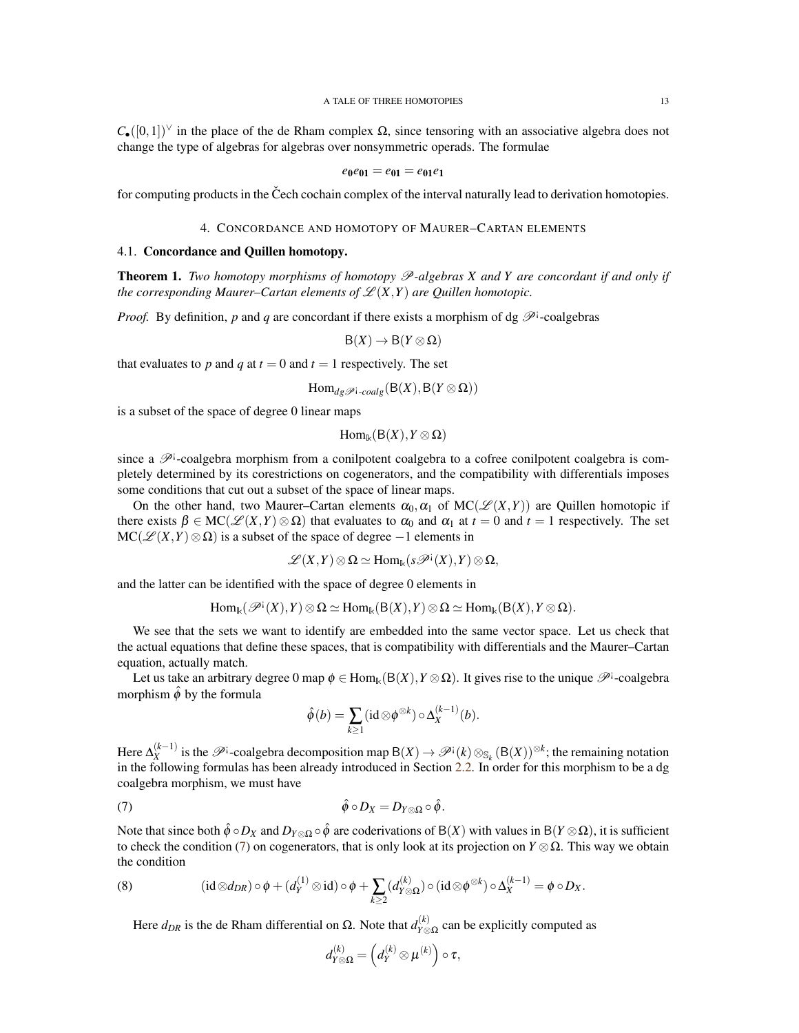$C_\bullet([0,1])^\vee$ in the place of the de Rham complex $\Omega$, since tensoring with an associative algebra does not change the type of algebras for algebras over nonsymmetric operads. The formulae

$$e_0 e_{01} = e_{01} = e_{01} e_1$$

for computing products in the Čech cochain complex of the interval naturally lead to derivation homotopies.

## 4. Concordance and homotopy of Maurer–Cartan elements

### 4.1. Concordance and Quillen homotopy.

**Theorem 1.** *Two homotopy morphisms of homotopy $\mathscr{P}$-algebras $X$ and $Y$ are concordant if and only if the corresponding Maurer–Cartan elements of $\mathscr{L}(X,Y)$ are Quillen homotopic.*

*Proof.* By definition, $p$ and $q$ are concordant if there exists a morphism of dg $\mathscr{P}^{¡}$-coalgebras

$$\mathsf{B}(X) \to \mathsf{B}(Y \otimes \Omega)$$

that evaluates to $p$ and $q$ at $t=0$ and $t=1$ respectively. The set

$$\mathrm{Hom}_{dg\mathscr{P}^{¡}\text{-}coalg}(\mathsf{B}(X), \mathsf{B}(Y \otimes \Omega))$$

is a subset of the space of degree 0 linear maps

$$\mathrm{Hom}_{\Bbbk}(\mathsf{B}(X), Y \otimes \Omega)$$

since a $\mathscr{P}^{¡}$-coalgebra morphism from a conilpotent coalgebra to a cofree conilpotent coalgebra is completely determined by its corestrictions on cogenerators, and the compatibility with differentials imposes some conditions that cut out a subset of the space of linear maps.

On the other hand, two Maurer–Cartan elements $\alpha_0, \alpha_1$ of $\mathrm{MC}(\mathscr{L}(X,Y))$ are Quillen homotopic if there exists $\beta \in \mathrm{MC}(\mathscr{L}(X,Y) \otimes \Omega)$ that evaluates to $\alpha_0$ and $\alpha_1$ at $t=0$ and $t=1$ respectively. The set $\mathrm{MC}(\mathscr{L}(X,Y) \otimes \Omega)$ is a subset of the space of degree $-1$ elements in

$$\mathscr{L}(X,Y) \otimes \Omega \simeq \mathrm{Hom}_{\Bbbk}(s\mathscr{P}^{¡}(X), Y) \otimes \Omega,$$

and the latter can be identified with the space of degree 0 elements in

$$\mathrm{Hom}_{\Bbbk}(\mathscr{P}^{¡}(X), Y) \otimes \Omega \simeq \mathrm{Hom}_{\Bbbk}(\mathsf{B}(X), Y) \otimes \Omega \simeq \mathrm{Hom}_{\Bbbk}(\mathsf{B}(X), Y \otimes \Omega).$$

We see that the sets we want to identify are embedded into the same vector space. Let us check that the actual equations that define these spaces, that is compatibility with differentials and the Maurer–Cartan equation, actually match.

Let us take an arbitrary degree 0 map $\phi \in \mathrm{Hom}_{\Bbbk}(\mathsf{B}(X), Y \otimes \Omega)$. It gives rise to the unique $\mathscr{P}^{¡}$-coalgebra morphism $\hat{\phi}$ by the formula

$$\hat{\phi}(b) = \sum_{k \geq 1} (\mathrm{id} \otimes \phi^{\otimes k}) \circ \Delta_X^{(k-1)}(b).$$

Here $\Delta_X^{(k-1)}$ is the $\mathscr{P}^{¡}$-coalgebra decomposition map $\mathsf{B}(X) \to \mathscr{P}^{¡}(k) \otimes_{\mathbb{S}_k} (\mathsf{B}(X))^{\otimes k}$; the remaining notation in the following formulas has been already introduced in Section 2.2. In order for this morphism to be a dg coalgebra morphism, we must have

$$\hat{\phi} \circ D_X = D_{Y \otimes \Omega} \circ \hat{\phi}. \tag{7}$$

Note that since both $\hat{\phi} \circ D_X$ and $D_{Y \otimes \Omega} \circ \hat{\phi}$ are coderivations of $\mathsf{B}(X)$ with values in $\mathsf{B}(Y \otimes \Omega)$, it is sufficient to check the condition (7) on cogenerators, that is only look at its projection on $Y \otimes \Omega$. This way we obtain the condition

$$(\mathrm{id} \otimes d_{DR}) \circ \phi + (d_Y^{(1)} \otimes \mathrm{id}) \circ \phi + \sum_{k \geq 2} (d_{Y \otimes \Omega}^{(k)}) \circ (\mathrm{id} \otimes \phi^{\otimes k}) \circ \Delta_X^{(k-1)} = \phi \circ D_X. \tag{8}$$

Here $d_{DR}$ is the de Rham differential on $\Omega$. Note that $d_{Y \otimes \Omega}^{(k)}$ can be explicitly computed as

$$d_{Y \otimes \Omega}^{(k)} = \left( d_Y^{(k)} \otimes \mu^{(k)} \right) \circ \tau,$$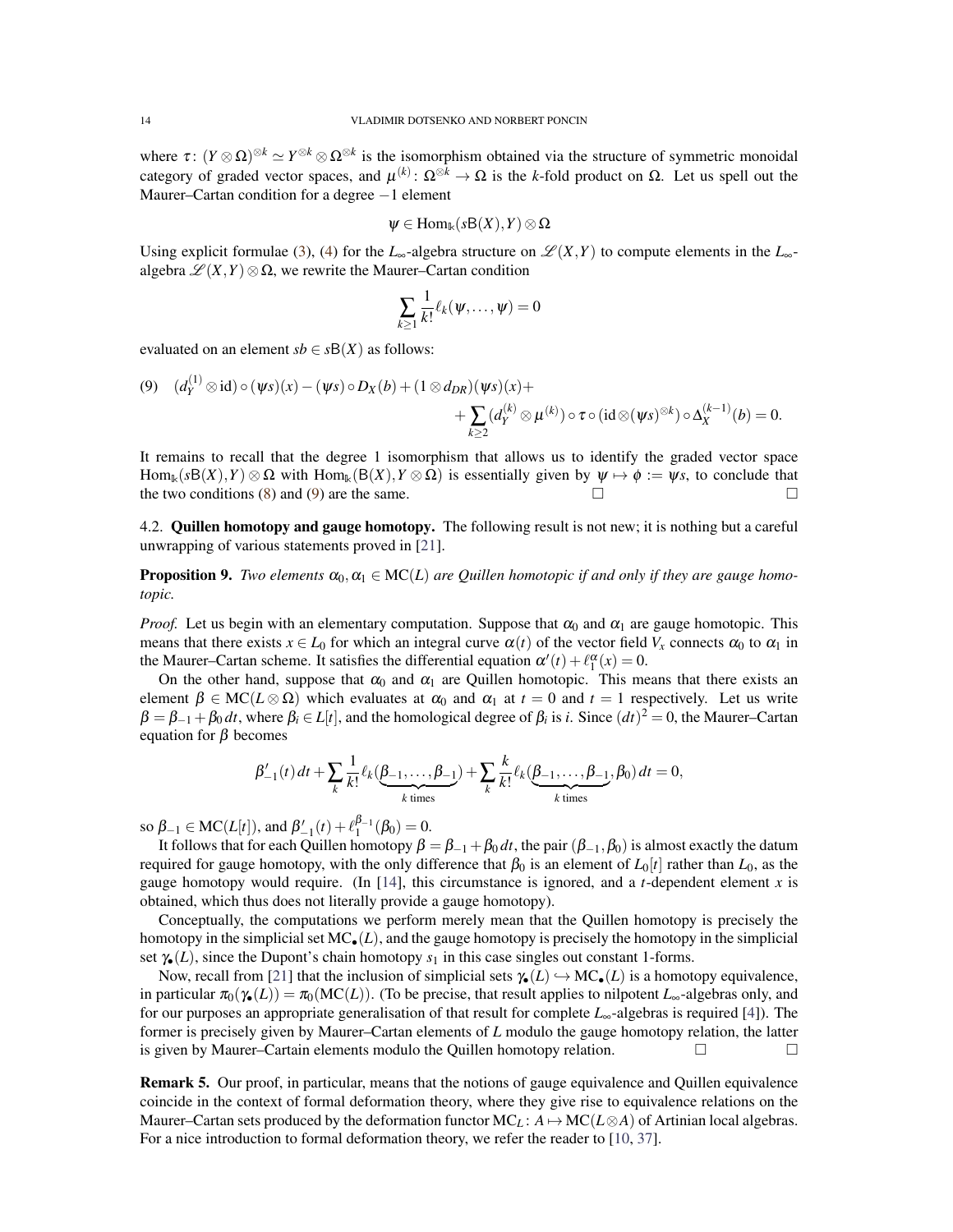where $\tau\colon (Y\otimes\Omega)^{\otimes k}\simeq Y^{\otimes k}\otimes\Omega^{\otimes k}$ is the isomorphism obtained via the structure of symmetric monoidal category of graded vector spaces, and $\mu^{(k)}\colon \Omega^{\otimes k}\to\Omega$ is the $k$-fold product on $\Omega$. Let us spell out the Maurer–Cartan condition for a degree $-1$ element

$$\psi\in\mathrm{Hom}_{\Bbbk}(s\mathsf{B}(X),Y)\otimes\Omega$$

Using explicit formulae (3), (4) for the $L_\infty$-algebra structure on $\mathscr{L}(X,Y)$ to compute elements in the $L_\infty$-algebra $\mathscr{L}(X,Y)\otimes\Omega$, we rewrite the Maurer–Cartan condition

$$\sum_{k\geq 1}\frac{1}{k!}\ell_k(\psi,\dots,\psi)=0$$

evaluated on an element $sb\in s\mathsf{B}(X)$ as follows:

$$(9)\quad (d_Y^{(1)}\otimes\mathrm{id})\circ(\psi s)(x)-(\psi s)\circ D_X(b)+(1\otimes d_{DR})(\psi s)(x)+ \\ +\sum_{k\geq 2}(d_Y^{(k)}\otimes\mu^{(k)})\circ\tau\circ(\mathrm{id}\otimes(\psi s)^{\otimes k})\circ\Delta_X^{(k-1)}(b)=0.$$

It remains to recall that the degree 1 isomorphism that allows us to identify the graded vector space $\mathrm{Hom}_{\Bbbk}(s\mathsf{B}(X),Y)\otimes\Omega$ with $\mathrm{Hom}_{\Bbbk}(\mathsf{B}(X),Y\otimes\Omega)$ is essentially given by $\psi\mapsto\phi:=\psi s$, to conclude that the two conditions (8) and (9) are the same. □ □

### 4.2. Quillen homotopy and gauge homotopy.

The following result is not new; it is nothing but a careful unwrapping of various statements proved in [21].

**Proposition 9.** *Two elements $\alpha_0,\alpha_1\in\mathrm{MC}(L)$ are Quillen homotopic if and only if they are gauge homotopic.*

*Proof.* Let us begin with an elementary computation. Suppose that $\alpha_0$ and $\alpha_1$ are gauge homotopic. This means that there exists $x\in L_0$ for which an integral curve $\alpha(t)$ of the vector field $V_x$ connects $\alpha_0$ to $\alpha_1$ in the Maurer–Cartan scheme. It satisfies the differential equation $\alpha'(t)+\ell_1^{\alpha}(x)=0$.

On the other hand, suppose that $\alpha_0$ and $\alpha_1$ are Quillen homotopic. This means that there exists an element $\beta\in\mathrm{MC}(L\otimes\Omega)$ which evaluates at $\alpha_0$ and $\alpha_1$ at $t=0$ and $t=1$ respectively. Let us write $\beta=\beta_{-1}+\beta_0\,dt$, where $\beta_i\in L[t]$, and the homological degree of $\beta_i$ is $i$. Since $(dt)^2=0$, the Maurer–Cartan equation for $\beta$ becomes

$$\beta_{-1}'(t)\,dt+\sum_k\frac{1}{k!}\ell_k(\underbrace{\beta_{-1},\dots,\beta_{-1}}_{k\text{ times}})+\sum_k\frac{k}{k!}\ell_k(\underbrace{\beta_{-1},\dots,\beta_{-1}}_{k\text{ times}},\beta_0)\,dt=0,$$

so $\beta_{-1}\in\mathrm{MC}(L[t])$, and $\beta_{-1}'(t)+\ell_1^{\beta_{-1}}(\beta_0)=0$.

It follows that for each Quillen homotopy $\beta=\beta_{-1}+\beta_0\,dt$, the pair $(\beta_{-1},\beta_0)$ is almost exactly the datum required for gauge homotopy, with the only difference that $\beta_0$ is an element of $L_0[t]$ rather than $L_0$, as the gauge homotopy would require. (In [14], this circumstance is ignored, and a $t$-dependent element $x$ is obtained, which thus does not literally provide a gauge homotopy).

Conceptually, the computations we perform merely mean that the Quillen homotopy is precisely the homotopy in the simplicial set $\mathrm{MC}_\bullet(L)$, and the gauge homotopy is precisely the homotopy in the simplicial set $\gamma_\bullet(L)$, since the Dupont's chain homotopy $s_1$ in this case singles out constant 1-forms.

Now, recall from [21] that the inclusion of simplicial sets $\gamma_\bullet(L)\hookrightarrow\mathrm{MC}_\bullet(L)$ is a homotopy equivalence, in particular $\pi_0(\gamma_\bullet(L))=\pi_0(\mathrm{MC}(L))$. (To be precise, that result applies to nilpotent $L_\infty$-algebras only, and for our purposes an appropriate generalisation of that result for complete $L_\infty$-algebras is required [4]). The former is precisely given by Maurer–Cartan elements of $L$ modulo the gauge homotopy relation, the latter is given by Maurer–Cartain elements modulo the Quillen homotopy relation. □ □

**Remark 5.** Our proof, in particular, means that the notions of gauge equivalence and Quillen equivalence coincide in the context of formal deformation theory, where they give rise to equivalence relations on the Maurer–Cartan sets produced by the deformation functor $\mathrm{MC}_L\colon A\mapsto\mathrm{MC}(L\otimes A)$ of Artinian local algebras. For a nice introduction to formal deformation theory, we refer the reader to [10, 37].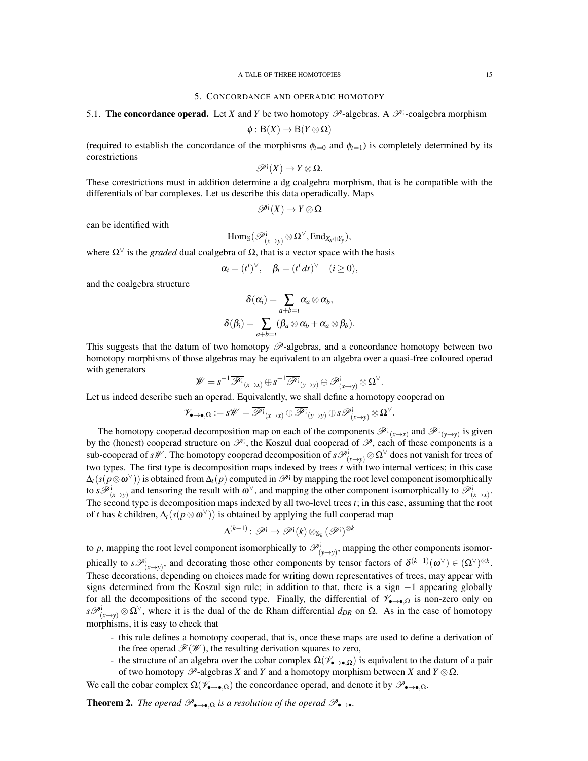## 5. Concordance and operadic homotopy

**5.1. The concordance operad.** Let $X$ and $Y$ be two homotopy $\mathscr{P}$-algebras. A $\mathscr{P}^{\text{i}}$-coalgebra morphism

$$\phi\colon \mathsf{B}(X) \to \mathsf{B}(Y \otimes \Omega)$$

(required to establish the concordance of the morphisms $\phi_{t=0}$ and $\phi_{t=1}$) is completely determined by its corestrictions

$$\mathscr{P}^{\text{i}}(X) \to Y \otimes \Omega.$$

These corestrictions must in addition determine a dg coalgebra morphism, that is be compatible with the differentials of bar complexes. Let us describe this data operadically. Maps

$$\mathscr{P}^{\text{i}}(X) \to Y \otimes \Omega$$

can be identified with

$$\operatorname{Hom}_{\mathbb{S}}(\mathscr{P}^{\text{i}}_{(x\to y)} \otimes \Omega^{\vee}, \operatorname{End}_{X_x \oplus Y_y}),$$

where $\Omega^{\vee}$ is the *graded* dual coalgebra of $\Omega$, that is a vector space with the basis

$$\alpha_i = (t^i)^{\vee}, \quad \beta_i = (t^i\, dt)^{\vee} \quad (i \geq 0),$$

and the coalgebra structure

$$\delta(\alpha_i) = \sum_{a+b=i} \alpha_a \otimes \alpha_b,$$
$$\delta(\beta_i) = \sum_{a+b=i} (\beta_a \otimes \alpha_b + \alpha_a \otimes \beta_b).$$

This suggests that the datum of two homotopy $\mathscr{P}$-algebras, and a concordance homotopy between two homotopy morphisms of those algebras may be equivalent to an algebra over a quasi-free coloured operad with generators

$$\mathscr{W} = s^{-1}\overline{\mathscr{P}^{\text{i}}}_{(x\to x)} \oplus s^{-1}\overline{\mathscr{P}^{\text{i}}}_{(y\to y)} \oplus \mathscr{P}^{\text{i}}_{(x\to y)} \otimes \Omega^{\vee}.$$

Let us indeed describe such an operad. Equivalently, we shall define a homotopy cooperad on

$$\mathscr{V}_{\bullet\to\bullet,\Omega} := s\mathscr{W} = \overline{\mathscr{P}^{\text{i}}}_{(x\to x)} \oplus \overline{\mathscr{P}^{\text{i}}}_{(y\to y)} \oplus s\mathscr{P}^{\text{i}}_{(x\to y)} \otimes \Omega^{\vee}.$$

The homotopy cooperad decomposition map on each of the components $\overline{\mathscr{P}^{\text{i}}}_{(x\to x)}$ and $\overline{\mathscr{P}^{\text{i}}}_{(y\to y)}$ is given by the (honest) cooperad structure on $\mathscr{P}^{\text{i}}$, the Koszul dual cooperad of $\mathscr{P}$, each of these components is a sub-cooperad of $s\mathscr{W}$. The homotopy cooperad decomposition of $s\mathscr{P}^{\text{i}}_{(x\to y)} \otimes \Omega^{\vee}$ does not vanish for trees of two types. The first type is decomposition maps indexed by trees $t$ with two internal vertices; in this case $\Delta_t(s(p\otimes\omega^{\vee}))$ is obtained from $\Delta_t(p)$ computed in $\mathscr{P}^{\text{i}}$ by mapping the root level component isomorphically to $s\mathscr{P}^{\text{i}}_{(x\to y)}$ and tensoring the result with $\omega^{\vee}$, and mapping the other component isomorphically to $\mathscr{P}^{\text{i}}_{(x\to x)}$. The second type is decomposition maps indexed by all two-level trees $t$; in this case, assuming that the root of $t$ has $k$ children, $\Delta_t(s(p\otimes\omega^{\vee}))$ is obtained by applying the full cooperad map

$$\Delta^{(k-1)}\colon \mathscr{P}^{\text{i}} \to \mathscr{P}^{\text{i}}(k) \otimes_{\mathbb{S}_k} (\mathscr{P}^{\text{i}})^{\otimes k}$$

to $p$, mapping the root level component isomorphically to $\mathscr{P}^{\text{i}}_{(y\to y)}$, mapping the other components isomorphically to $s\mathscr{P}^{\text{i}}_{(x\to y)}$, and decorating those other components by tensor factors of $\delta^{(k-1)}(\omega^{\vee}) \in (\Omega^{\vee})^{\otimes k}$. These decorations, depending on choices made for writing down representatives of trees, may appear with signs determined from the Koszul sign rule; in addition to that, there is a sign $-1$ appearing globally for all the decompositions of the second type. Finally, the differential of $\mathscr{V}_{\bullet\to\bullet,\Omega}$ is non-zero only on $s\mathscr{P}^{\text{i}}_{(x\to y)} \otimes \Omega^{\vee}$, where it is the dual of the de Rham differential $d_{DR}$ on $\Omega$. As in the case of homotopy morphisms, it is easy to check that

- this rule defines a homotopy cooperad, that is, once these maps are used to define a derivation of the free operad $\mathscr{F}(\mathscr{W})$, the resulting derivation squares to zero,
- the structure of an algebra over the cobar complex $\Omega(\mathscr{V}_{\bullet\to\bullet,\Omega})$ is equivalent to the datum of a pair of two homotopy $\mathscr{P}$-algebras $X$ and $Y$ and a homotopy morphism between $X$ and $Y \otimes \Omega$.

We call the cobar complex $\Omega(\mathscr{V}_{\bullet\to\bullet,\Omega})$ the concordance operad, and denote it by $\mathscr{P}_{\bullet\to\bullet,\Omega}$.

**Theorem 2.** *The operad $\mathscr{P}_{\bullet\to\bullet,\Omega}$ is a resolution of the operad $\mathscr{P}_{\bullet\to\bullet}$.*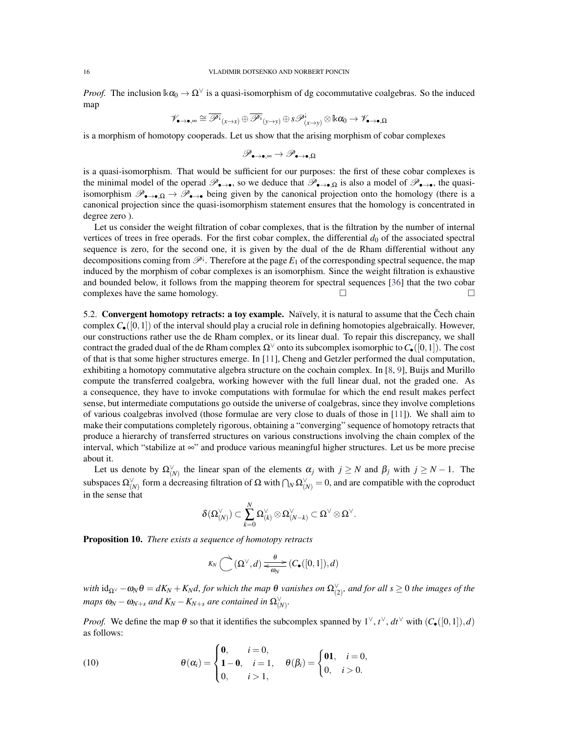*Proof.* The inclusion $\Bbbk\alpha_0 \to \Omega^\vee$ is a quasi-isomorphism of dg cocommutative coalgebras. So the induced map

$$\mathscr{V}_{\bullet\to\bullet,\infty} \cong \overline{\mathscr{P}^{\text{i}}}_{(x\to x)} \oplus \overline{\mathscr{P}^{\text{i}}}_{(y\to y)} \oplus s\mathscr{P}^{\text{i}}_{(x\to y)} \otimes \Bbbk\alpha_0 \to \mathscr{V}_{\bullet\to\bullet,\Omega}$$

is a morphism of homotopy cooperads. Let us show that the arising morphism of cobar complexes

$$\mathscr{P}_{\bullet\to\bullet,\infty} \to \mathscr{P}_{\bullet\to\bullet,\Omega}$$

is a quasi-isomorphism. That would be sufficient for our purposes: the first of these cobar complexes is the minimal model of the operad $\mathscr{P}_{\bullet\to\bullet}$, so we deduce that $\mathscr{P}_{\bullet\to\bullet,\Omega}$ is also a model of $\mathscr{P}_{\bullet\to\bullet}$, the quasi-isomorphism $\mathscr{P}_{\bullet\to\bullet,\Omega} \to \mathscr{P}_{\bullet\to\bullet}$ being given by the canonical projection onto the homology (there is a canonical projection since the quasi-isomorphism statement ensures that the homology is concentrated in degree zero ).

Let us consider the weight filtration of cobar complexes, that is the filtration by the number of internal vertices of trees in free operads. For the first cobar complex, the differential $d_0$ of the associated spectral sequence is zero, for the second one, it is given by the dual of the de Rham differential without any decompositions coming from $\mathscr{P}^{\text{i}}$. Therefore at the page $E_1$ of the corresponding spectral sequence, the map induced by the morphism of cobar complexes is an isomorphism. Since the weight filtration is exhaustive and bounded below, it follows from the mapping theorem for spectral sequences [36] that the two cobar complexes have the same homology. □ □

5.2. **Convergent homotopy retracts: a toy example.** Naïvely, it is natural to assume that the Čech chain complex $C_\bullet([0,1])$ of the interval should play a crucial role in defining homotopies algebraically. However, our constructions rather use the de Rham complex, or its linear dual. To repair this discrepancy, we shall contract the graded dual of the de Rham complex $\Omega^\vee$ onto its subcomplex isomorphic to $C_\bullet([0,1])$. The cost of that is that some higher structures emerge. In [11], Cheng and Getzler performed the dual computation, exhibiting a homotopy commutative algebra structure on the cochain complex. In [8, 9], Buijs and Murillo compute the transferred coalgebra, working however with the full linear dual, not the graded one. As a consequence, they have to invoke computations with formulae for which the end result makes perfect sense, but intermediate computations go outside the universe of coalgebras, since they involve completions of various coalgebras involved (those formulae are very close to duals of those in [11]). We shall aim to make their computations completely rigorous, obtaining a "converging" sequence of homotopy retracts that produce a hierarchy of transferred structures on various constructions involving the chain complex of the interval, which "stabilize at $\infty$" and produce various meaningful higher structures. Let us be more precise about it.

Let us denote by $\Omega^\vee_{(N)}$ the linear span of the elements $\alpha_j$ with $j \geq N$ and $\beta_j$ with $j \geq N-1$. The subspaces $\Omega^\vee_{(N)}$ form a decreasing filtration of $\Omega$ with $\bigcap_N \Omega^\vee_{(N)} = 0$, and are compatible with the coproduct in the sense that

$$\delta(\Omega^\vee_{(N)}) \subset \sum_{k=0}^{N} \Omega^\vee_{(k)} \otimes \Omega^\vee_{(N-k)} \subset \Omega^\vee \otimes \Omega^\vee.$$

**Proposition 10.** *There exists a sequence of homotopy retracts*

$$K_N \circlearrowright (\Omega^\vee, d) \underset{\omega_N}{\overset{\theta}{\rightleftarrows}} (C_\bullet([0,1]), d)$$

*with* $\mathrm{id}_{\Omega^\vee} - \omega_N\theta = dK_N + K_N d$, *for which the map* $\theta$ *vanishes on* $\Omega^\vee_{(2)}$, *and for all* $s \geq 0$ *the images of the maps* $\omega_N - \omega_{N+s}$ *and* $K_N - K_{N+s}$ *are contained in* $\Omega^\vee_{(N)}$.

*Proof.* We define the map $\theta$ so that it identifies the subcomplex spanned by $1^\vee$, $t^\vee$, $dt^\vee$ with $(C_\bullet([0,1]), d)$ as follows:

$$\theta(\alpha_i) = \begin{cases} \mathbf{0}, & i = 0, \\ \mathbf{1} - \mathbf{0}, & i = 1, \\ 0, & i > 1, \end{cases} \quad \theta(\beta_i) = \begin{cases} \mathbf{01}, & i = 0, \\ 0, & i > 0. \end{cases} \tag{10}$$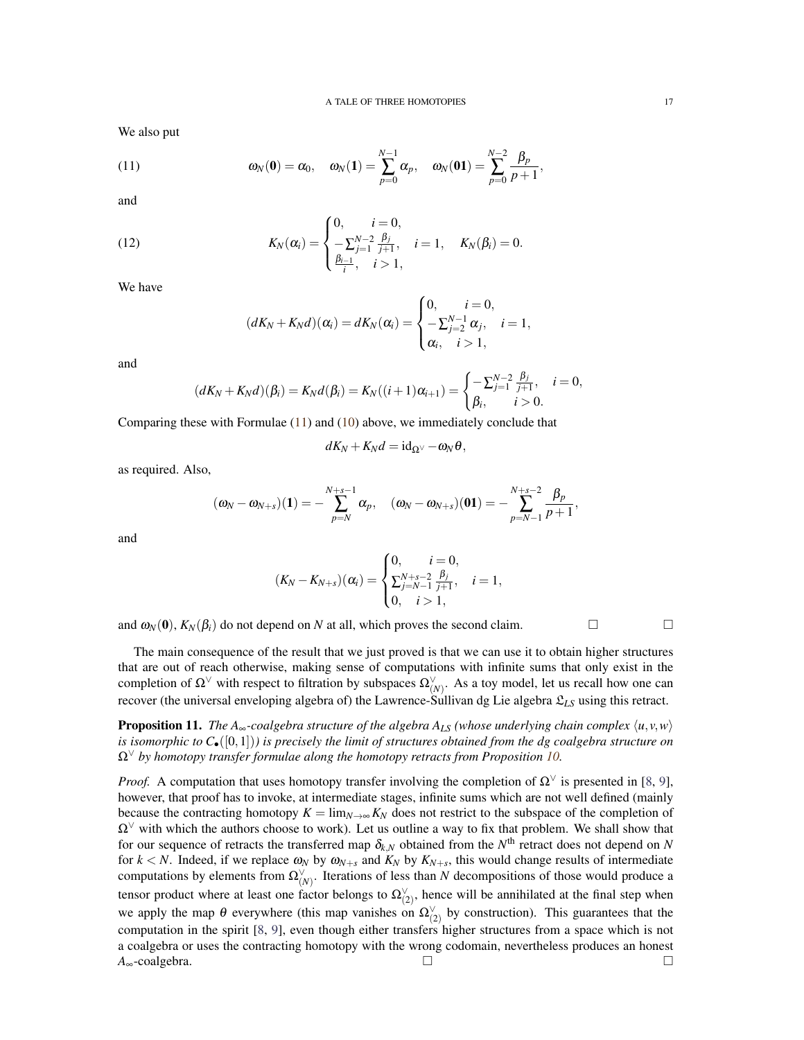We also put

$$\omega_N(\mathbf{0}) = \alpha_0, \quad \omega_N(\mathbf{1}) = \sum_{p=0}^{N-1} \alpha_p, \quad \omega_N(\mathbf{01}) = \sum_{p=0}^{N-2} \frac{\beta_p}{p+1}, \tag{11}$$

and

$$K_N(\alpha_i) = \begin{cases} 0, & i=0, \\ -\sum_{j=1}^{N-2} \frac{\beta_j}{j+1}, & i=1, \\ \frac{\beta_{i-1}}{i}, & i>1, \end{cases} \quad K_N(\beta_i) = 0. \tag{12}$$

We have

$$(dK_N + K_N d)(\alpha_i) = dK_N(\alpha_i) = \begin{cases} 0, & i=0, \\ -\sum_{j=2}^{N-1} \alpha_j, & i=1, \\ \alpha_i, & i>1, \end{cases}$$

and

$$(dK_N + K_N d)(\beta_i) = K_N d(\beta_i) = K_N((i+1)\alpha_{i+1}) = \begin{cases} -\sum_{j=1}^{N-2} \frac{\beta_j}{j+1}, & i=0, \\ \beta_i, & i>0. \end{cases}$$

Comparing these with Formulae (11) and (10) above, we immediately conclude that

$$dK_N + K_N d = \mathrm{id}_{\Omega^\vee} - \omega_N \theta,$$

as required. Also,

$$(\omega_N - \omega_{N+s})(\mathbf{1}) = -\sum_{p=N}^{N+s-1} \alpha_p, \quad (\omega_N - \omega_{N+s})(\mathbf{01}) = -\sum_{p=N-1}^{N+s-2} \frac{\beta_p}{p+1},$$

and

$$(K_N - K_{N+s})(\alpha_i) = \begin{cases} 0, & i=0, \\ \sum_{j=N-1}^{N+s-2} \frac{\beta_j}{j+1}, & i=1, \\ 0, & i>1, \end{cases}$$

and $\omega_N(\mathbf{0})$, $K_N(\beta_i)$ do not depend on $N$ at all, which proves the second claim. □ □

The main consequence of the result that we just proved is that we can use it to obtain higher structures that are out of reach otherwise, making sense of computations with infinite sums that only exist in the completion of $\Omega^\vee$ with respect to filtration by subspaces $\Omega^\vee_{(N)}$. As a toy model, let us recall how one can recover (the universal enveloping algebra of) the Lawrence-Sullivan dg Lie algebra $\mathfrak{L}_{LS}$ using this retract.

**Proposition 11.** *The $A_\infty$-coalgebra structure of the algebra $A_{LS}$ (whose underlying chain complex $\langle u,v,w\rangle$ is isomorphic to $C_\bullet([0,1])$) is precisely the limit of structures obtained from the dg coalgebra structure on $\Omega^\vee$ by homotopy transfer formulae along the homotopy retracts from Proposition 10.*

*Proof.* A computation that uses homotopy transfer involving the completion of $\Omega^\vee$ is presented in [8, 9], however, that proof has to invoke, at intermediate stages, infinite sums which are not well defined (mainly because the contracting homotopy $K = \lim_{N\to\infty} K_N$ does not restrict to the subspace of the completion of $\Omega^\vee$ with which the authors choose to work). Let us outline a way to fix that problem. We shall show that for our sequence of retracts the transferred map $\delta_{k,N}$ obtained from the $N^{\text{th}}$ retract does not depend on $N$ for $k<N$. Indeed, if we replace $\omega_N$ by $\omega_{N+s}$ and $K_N$ by $K_{N+s}$, this would change results of intermediate computations by elements from $\Omega^\vee_{(N)}$. Iterations of less than $N$ decompositions of those would produce a tensor product where at least one factor belongs to $\Omega^\vee_{(2)}$, hence will be annihilated at the final step when we apply the map $\theta$ everywhere (this map vanishes on $\Omega^\vee_{(2)}$ by construction). This guarantees that the computation in the spirit [8, 9], even though either transfers higher structures from a space which is not a coalgebra or uses the contracting homotopy with the wrong codomain, nevertheless produces an honest $A_\infty$-coalgebra. □ □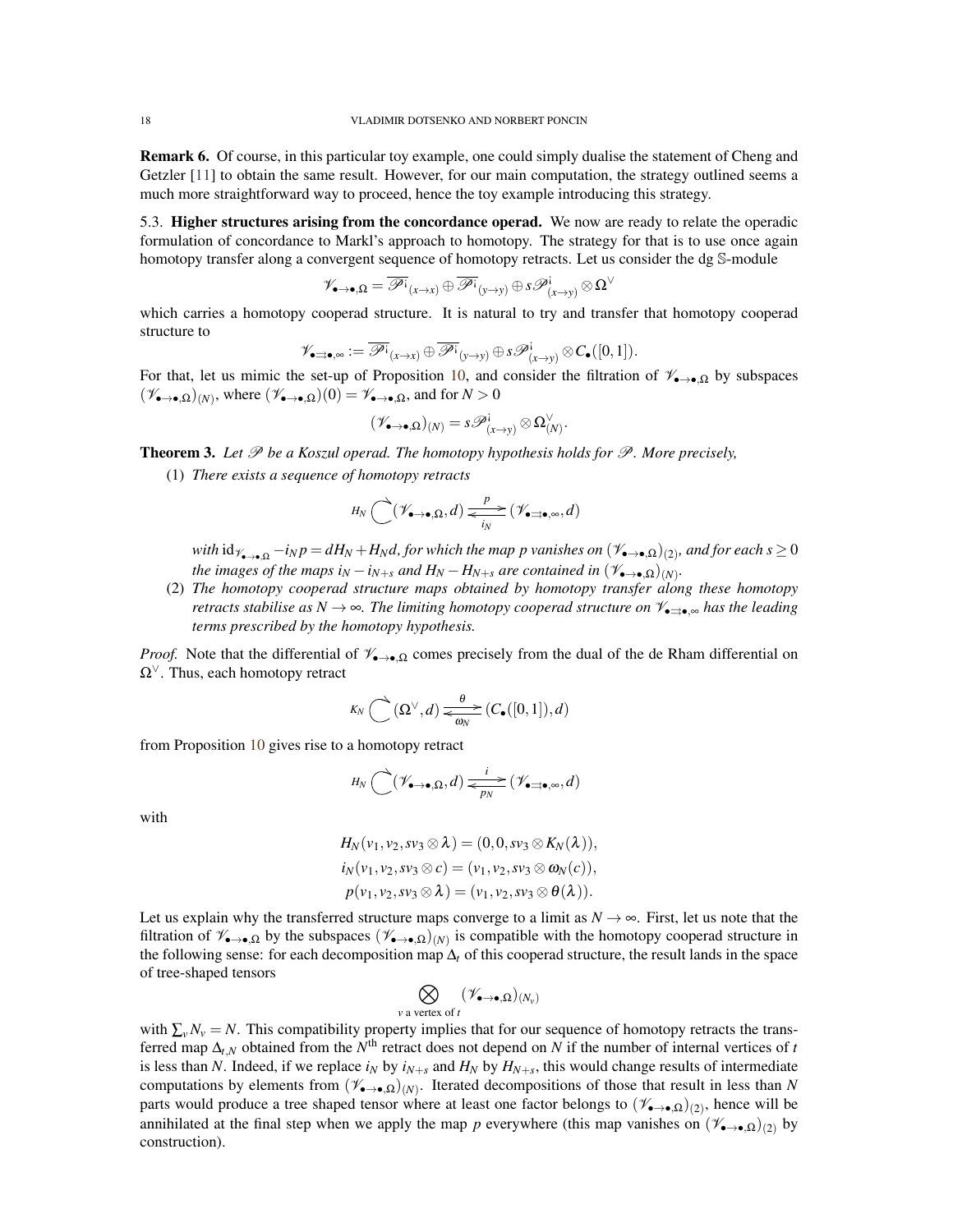**Remark 6.** Of course, in this particular toy example, one could simply dualise the statement of Cheng and Getzler [11] to obtain the same result. However, for our main computation, the strategy outlined seems a much more straightforward way to proceed, hence the toy example introducing this strategy.

5.3. **Higher structures arising from the concordance operad.** We now are ready to relate the operadic formulation of concordance to Markl's approach to homotopy. The strategy for that is to use once again homotopy transfer along a convergent sequence of homotopy retracts. Let us consider the dg $\mathbb{S}$-module

$$\mathscr{V}_{\bullet\to\bullet,\Omega} = \overline{\mathscr{P}^{\text{!`}}}_{(x\to x)} \oplus \overline{\mathscr{P}^{\text{!`}}}_{(y\to y)} \oplus s\mathscr{P}^{\text{!`}}_{(x\to y)} \otimes \Omega^\vee$$

which carries a homotopy cooperad structure. It is natural to try and transfer that homotopy cooperad structure to

$$\mathscr{V}_{\bullet\rightrightarrows\bullet,\infty} := \overline{\mathscr{P}^{\text{!`}}}_{(x\to x)} \oplus \overline{\mathscr{P}^{\text{!`}}}_{(y\to y)} \oplus s\mathscr{P}^{\text{!`}}_{(x\to y)} \otimes C_\bullet([0,1]).$$

For that, let us mimic the set-up of Proposition 10, and consider the filtration of $\mathscr{V}_{\bullet\to\bullet,\Omega}$ by subspaces $(\mathscr{V}_{\bullet\to\bullet,\Omega})_{(N)}$, where $(\mathscr{V}_{\bullet\to\bullet,\Omega})(0) = \mathscr{V}_{\bullet\to\bullet,\Omega}$, and for $N>0$

$$(\mathscr{V}_{\bullet\to\bullet,\Omega})_{(N)} = s\mathscr{P}^{\text{!`}}_{(x\to y)} \otimes \Omega^\vee_{(N)}.$$

**Theorem 3.** *Let $\mathscr{P}$ be a Koszul operad. The homotopy hypothesis holds for $\mathscr{P}$. More precisely,*

1. *There exists a sequence of homotopy retracts*

$$H_N \circlearrowright (\mathscr{V}_{\bullet\to\bullet,\Omega}, d) \underset{i_N}{\overset{p}{\rightleftarrows}} (\mathscr{V}_{\bullet\rightrightarrows\bullet,\infty}, d)$$

*with $\mathrm{id}_{\mathscr{V}_{\bullet\to\bullet,\Omega}} - i_N p = dH_N + H_N d$, for which the map $p$ vanishes on $(\mathscr{V}_{\bullet\to\bullet,\Omega})_{(2)}$, and for each $s\geq 0$ the images of the maps $i_N - i_{N+s}$ and $H_N - H_{N+s}$ are contained in $(\mathscr{V}_{\bullet\to\bullet,\Omega})_{(N)}$.*

2. *The homotopy cooperad structure maps obtained by homotopy transfer along these homotopy retracts stabilise as $N\to\infty$. The limiting homotopy cooperad structure on $\mathscr{V}_{\bullet\rightrightarrows\bullet,\infty}$ has the leading terms prescribed by the homotopy hypothesis.*

*Proof.* Note that the differential of $\mathscr{V}_{\bullet\to\bullet,\Omega}$ comes precisely from the dual of the de Rham differential on $\Omega^\vee$. Thus, each homotopy retract

$$K_N \circlearrowright (\Omega^\vee, d) \underset{\omega_N}{\overset{\theta}{\rightleftarrows}} (C_\bullet([0,1]), d)$$

from Proposition 10 gives rise to a homotopy retract

$$H_N \circlearrowright (\mathscr{V}_{\bullet\to\bullet,\Omega}, d) \underset{p_N}{\overset{i}{\rightleftarrows}} (\mathscr{V}_{\bullet\rightrightarrows\bullet,\infty}, d)$$

with

$$\begin{aligned}
H_N(v_1, v_2, sv_3\otimes\lambda) &= (0,0,sv_3\otimes K_N(\lambda)),\\
i_N(v_1,v_2,sv_3\otimes c) &= (v_1,v_2,sv_3\otimes\omega_N(c)),\\
p(v_1,v_2,sv_3\otimes\lambda) &= (v_1,v_2,sv_3\otimes\theta(\lambda)).
\end{aligned}$$

Let us explain why the transferred structure maps converge to a limit as $N\to\infty$. First, let us note that the filtration of $\mathscr{V}_{\bullet\to\bullet,\Omega}$ by the subspaces $(\mathscr{V}_{\bullet\to\bullet,\Omega})_{(N)}$ is compatible with the homotopy cooperad structure in the following sense: for each decomposition map $\Delta_t$ of this cooperad structure, the result lands in the space of tree-shaped tensors

$$\bigotimes_{v \text{ a vertex of } t} (\mathscr{V}_{\bullet\to\bullet,\Omega})_{(N_v)}$$

with $\sum_v N_v = N$. This compatibility property implies that for our sequence of homotopy retracts the transferred map $\Delta_{t,N}$ obtained from the $N^{\text{th}}$ retract does not depend on $N$ if the number of internal vertices of $t$ is less than $N$. Indeed, if we replace $i_N$ by $i_{N+s}$ and $H_N$ by $H_{N+s}$, this would change results of intermediate computations by elements from $(\mathscr{V}_{\bullet\to\bullet,\Omega})_{(N)}$. Iterated decompositions of those that result in less than $N$ parts would produce a tree shaped tensor where at least one factor belongs to $(\mathscr{V}_{\bullet\to\bullet,\Omega})_{(2)}$, hence will be annihilated at the final step when we apply the map $p$ everywhere (this map vanishes on $(\mathscr{V}_{\bullet\to\bullet,\Omega})_{(2)}$ by construction).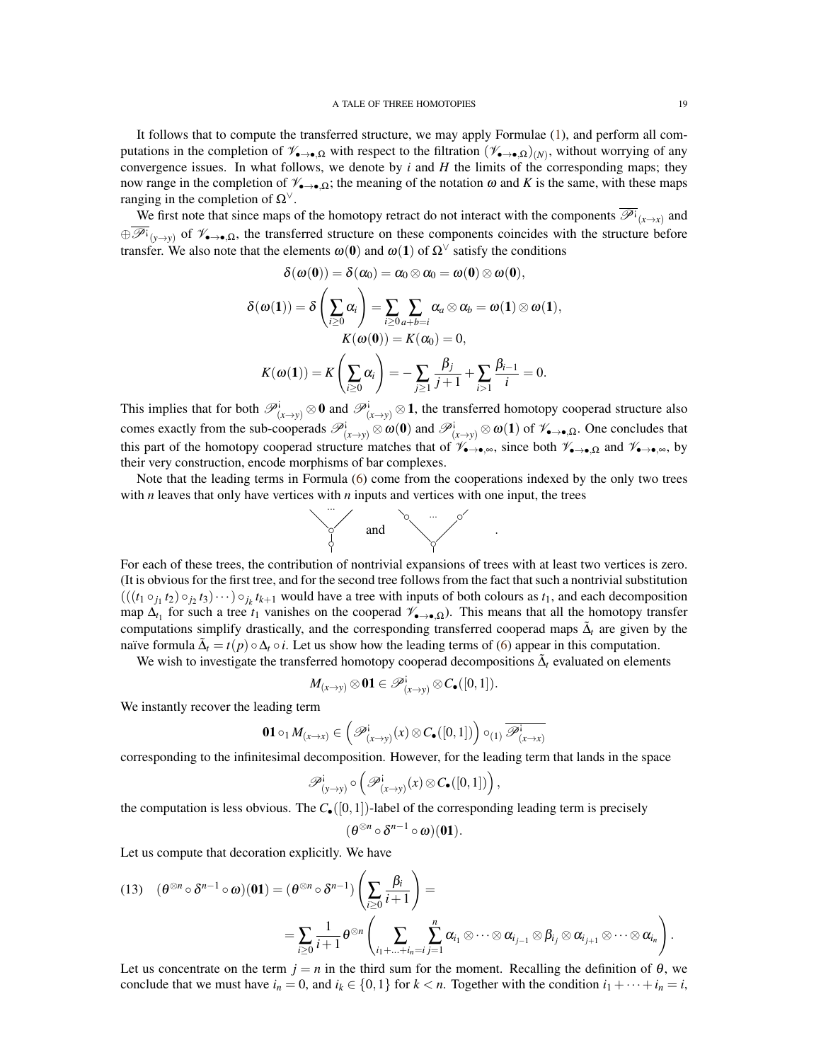It follows that to compute the transferred structure, we may apply Formulae (1), and perform all computations in the completion of $\mathscr{V}_{\bullet\to\bullet,\Omega}$ with respect to the filtration $(\mathscr{V}_{\bullet\to\bullet,\Omega})_{(N)}$, without worrying of any convergence issues. In what follows, we denote by $i$ and $H$ the limits of the corresponding maps; they now range in the completion of $\mathscr{V}_{\bullet\to\bullet,\Omega}$; the meaning of the notation $\omega$ and $K$ is the same, with these maps ranging in the completion of $\Omega^\vee$.

We first note that since maps of the homotopy retract do not interact with the components $\overline{\mathscr{P}^{\text{!`}}}_{(x\to x)}$ and $\oplus\overline{\mathscr{P}^{\text{!`}}}_{(y\to y)}$ of $\mathscr{V}_{\bullet\to\bullet,\Omega}$, the transferred structure on these components coincides with the structure before transfer. We also note that the elements $\omega(\mathbf{0})$ and $\omega(\mathbf{1})$ of $\Omega^\vee$ satisfy the conditions

$$\delta(\omega(\mathbf{0})) = \delta(\alpha_0) = \alpha_0\otimes\alpha_0 = \omega(\mathbf{0})\otimes\omega(\mathbf{0}),$$

$$\delta(\omega(\mathbf{1})) = \delta\left(\sum_{i\geq 0}\alpha_i\right) = \sum_{i\geq 0}\sum_{a+b=i}\alpha_a\otimes\alpha_b = \omega(\mathbf{1})\otimes\omega(\mathbf{1}),$$

$$K(\omega(\mathbf{0})) = K(\alpha_0) = 0,$$

$$K(\omega(\mathbf{1})) = K\left(\sum_{i\geq 0}\alpha_i\right) = -\sum_{j\geq 1}\frac{\beta_j}{j+1} + \sum_{i>1}\frac{\beta_{i-1}}{i} = 0.$$

This implies that for both $\mathscr{P}^{\text{!`}}_{(x\to y)}\otimes\mathbf{0}$ and $\mathscr{P}^{\text{!`}}_{(x\to y)}\otimes\mathbf{1}$, the transferred homotopy cooperad structure also comes exactly from the sub-cooperads $\mathscr{P}^{\text{!`}}_{(x\to y)}\otimes\omega(\mathbf{0})$ and $\mathscr{P}^{\text{!`}}_{(x\to y)}\otimes\omega(\mathbf{1})$ of $\mathscr{V}_{\bullet\to\bullet,\Omega}$. One concludes that this part of the homotopy cooperad structure matches that of $\mathscr{V}_{\bullet\to\bullet,\infty}$, since both $\mathscr{V}_{\bullet\to\bullet,\Omega}$ and $\mathscr{V}_{\bullet\to\bullet,\infty}$, by their very construction, encode morphisms of bar complexes.

Note that the leading terms in Formula (6) come from the cooperations indexed by the only two trees with $n$ leaves that only have vertices with $n$ inputs and vertices with one input, the trees

[tree with an $n$-ary vertex on top of a unary vertex] and [tree with $n$ unary vertices on top of an $n$-ary vertex].

For each of these trees, the contribution of nontrivial expansions of trees with at least two vertices is zero. (It is obvious for the first tree, and for the second tree follows from the fact that such a nontrivial substitution $(((t_1\circ_{j_1}t_2)\circ_{j_2}t_3)\cdots)\circ_{j_k}t_{k+1}$ would have a tree with inputs of both colours as $t_1$, and each decomposition map $\Delta_{t_1}$ for such a tree $t_1$ vanishes on the cooperad $\mathscr{V}_{\bullet\to\bullet,\Omega}$). This means that all the homotopy transfer computations simplify drastically, and the corresponding transferred cooperad maps $\tilde{\Delta}_t$ are given by the naïve formula $\tilde{\Delta}_t = t(p)\circ\Delta_t\circ i$. Let us show how the leading terms of (6) appear in this computation.

We wish to investigate the transferred homotopy cooperad decompositions $\tilde{\Delta}_t$ evaluated on elements

$$M_{(x\to y)}\otimes\mathbf{01}\in\mathscr{P}^{\text{!`}}_{(x\to y)}\otimes C_\bullet([0,1]).$$

We instantly recover the leading term

$$\mathbf{01}\circ_1 M_{(x\to x)}\in\left(\mathscr{P}^{\text{!`}}_{(x\to y)}(x)\otimes C_\bullet([0,1])\right)\circ_{(1)}\overline{\mathscr{P}^{\text{!`}}_{(x\to x)}}$$

corresponding to the infinitesimal decomposition. However, for the leading term that lands in the space

$$\mathscr{P}^{\text{!`}}_{(y\to y)}\circ\left(\mathscr{P}^{\text{!`}}_{(x\to y)}(x)\otimes C_\bullet([0,1])\right),$$

the computation is less obvious. The $C_\bullet([0,1])$-label of the corresponding leading term is precisely

$$(\theta^{\otimes n}\circ\delta^{n-1}\circ\omega)(\mathbf{01}).$$

Let us compute that decoration explicitly. We have

$$(13)\quad (\theta^{\otimes n}\circ\delta^{n-1}\circ\omega)(\mathbf{01}) = (\theta^{\otimes n}\circ\delta^{n-1})\left(\sum_{i\geq 0}\frac{\beta_i}{i+1}\right) =$$

$$= \sum_{i\geq 0}\frac{1}{i+1}\theta^{\otimes n}\left(\sum_{i_1+\ldots+i_n=i}\sum_{j=1}^{n}\alpha_{i_1}\otimes\cdots\otimes\alpha_{i_{j-1}}\otimes\beta_{i_j}\otimes\alpha_{i_{j+1}}\otimes\cdots\otimes\alpha_{i_n}\right).$$

Let us concentrate on the term $j=n$ in the third sum for the moment. Recalling the definition of $\theta$, we conclude that we must have $i_n=0$, and $i_k\in\{0,1\}$ for $k<n$. Together with the condition $i_1+\cdots+i_n=i$,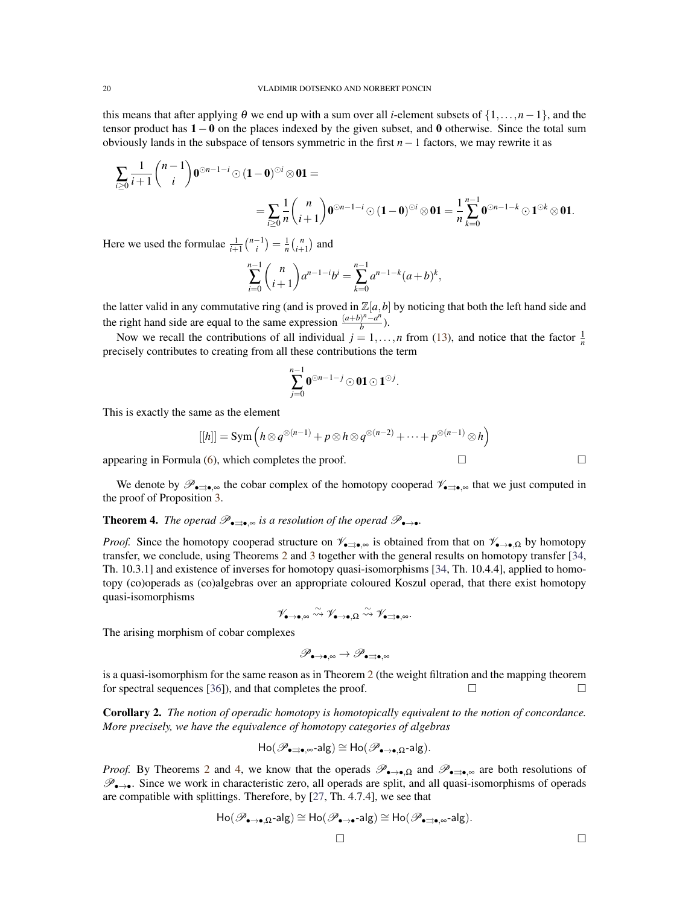this means that after applying $\theta$ we end up with a sum over all $i$-element subsets of $\{1,\dots,n-1\}$, and the tensor product has $\mathbf{1}-\mathbf{0}$ on the places indexed by the given subset, and $\mathbf{0}$ otherwise. Since the total sum obviously lands in the subspace of tensors symmetric in the first $n-1$ factors, we may rewrite it as

$$\sum_{i\geq 0}\frac{1}{i+1}\binom{n-1}{i}\mathbf{0}^{\odot n-1-i}\odot(\mathbf{1}-\mathbf{0})^{\odot i}\otimes\mathbf{01}=$$

$$=\sum_{i\geq 0}\frac{1}{n}\binom{n}{i+1}\mathbf{0}^{\odot n-1-i}\odot(\mathbf{1}-\mathbf{0})^{\odot i}\otimes\mathbf{01}=\frac{1}{n}\sum_{k=0}^{n-1}\mathbf{0}^{\odot n-1-k}\odot\mathbf{1}^{\odot k}\otimes\mathbf{01}.$$

Here we used the formulae $\frac{1}{i+1}\binom{n-1}{i}=\frac{1}{n}\binom{n}{i+1}$ and

$$\sum_{i=0}^{n-1}\binom{n}{i+1}a^{n-1-i}b^{i}=\sum_{k=0}^{n-1}a^{n-1-k}(a+b)^{k},$$

the latter valid in any commutative ring (and is proved in $\mathbb{Z}[a,b]$ by noticing that both the left hand side and the right hand side are equal to the same expression $\frac{(a+b)^{n}-a^{n}}{b}$).

Now we recall the contributions of all individual $j=1,\dots,n$ from (13), and notice that the factor $\frac{1}{n}$ precisely contributes to creating from all these contributions the term

$$\sum_{j=0}^{n-1}\mathbf{0}^{\odot n-1-j}\odot\mathbf{01}\odot\mathbf{1}^{\odot j}.$$

This is exactly the same as the element

$$[[h]]=\mathrm{Sym}\left(h\otimes q^{\otimes(n-1)}+p\otimes h\otimes q^{\otimes(n-2)}+\cdots+p^{\otimes(n-1)}\otimes h\right)$$

appearing in Formula (6), which completes the proof. □ □

We denote by $\mathscr{P}_{\bullet\rightrightarrows\bullet,\infty}$ the cobar complex of the homotopy cooperad $\mathscr{V}_{\bullet\rightrightarrows\bullet,\infty}$ that we just computed in the proof of Proposition 3.

**Theorem 4.** *The operad $\mathscr{P}_{\bullet\rightrightarrows\bullet,\infty}$ is a resolution of the operad $\mathscr{P}_{\bullet\to\bullet}$.*

*Proof.* Since the homotopy cooperad structure on $\mathscr{V}_{\bullet\rightrightarrows\bullet,\infty}$ is obtained from that on $\mathscr{V}_{\bullet\to\bullet,\Omega}$ by homotopy transfer, we conclude, using Theorems 2 and 3 together with the general results on homotopy transfer [34, Th. 10.3.1] and existence of inverses for homotopy quasi-isomorphisms [34, Th. 10.4.4], applied to homotopy (co)operads as (co)algebras over an appropriate coloured Koszul operad, that there exist homotopy quasi-isomorphisms

$$\mathscr{V}_{\bullet\to\bullet,\infty}\overset{\sim}{\rightsquigarrow}\mathscr{V}_{\bullet\to\bullet,\Omega}\overset{\sim}{\rightsquigarrow}\mathscr{V}_{\bullet\rightrightarrows\bullet,\infty}.$$

The arising morphism of cobar complexes

$$\mathscr{P}_{\bullet\to\bullet,\infty}\to\mathscr{P}_{\bullet\rightrightarrows\bullet,\infty}$$

is a quasi-isomorphism for the same reason as in Theorem 2 (the weight filtration and the mapping theorem for spectral sequences [36]), and that completes the proof. □ □

**Corollary 2.** *The notion of operadic homotopy is homotopically equivalent to the notion of concordance. More precisely, we have the equivalence of homotopy categories of algebras*

$$\mathsf{Ho}(\mathscr{P}_{\bullet\rightrightarrows\bullet,\infty}\text{-}\mathsf{alg})\cong\mathsf{Ho}(\mathscr{P}_{\bullet\to\bullet,\Omega}\text{-}\mathsf{alg}).$$

*Proof.* By Theorems 2 and 4, we know that the operads $\mathscr{P}_{\bullet\to\bullet,\Omega}$ and $\mathscr{P}_{\bullet\rightrightarrows\bullet,\infty}$ are both resolutions of $\mathscr{P}_{\bullet\to\bullet}$. Since we work in characteristic zero, all operads are split, and all quasi-isomorphisms of operads are compatible with splittings. Therefore, by [27, Th. 4.7.4], we see that

$$\mathsf{Ho}(\mathscr{P}_{\bullet\to\bullet,\Omega}\text{-}\mathsf{alg})\cong\mathsf{Ho}(\mathscr{P}_{\bullet\to\bullet}\text{-}\mathsf{alg})\cong\mathsf{Ho}(\mathscr{P}_{\bullet\rightrightarrows\bullet,\infty}\text{-}\mathsf{alg}).$$

□ □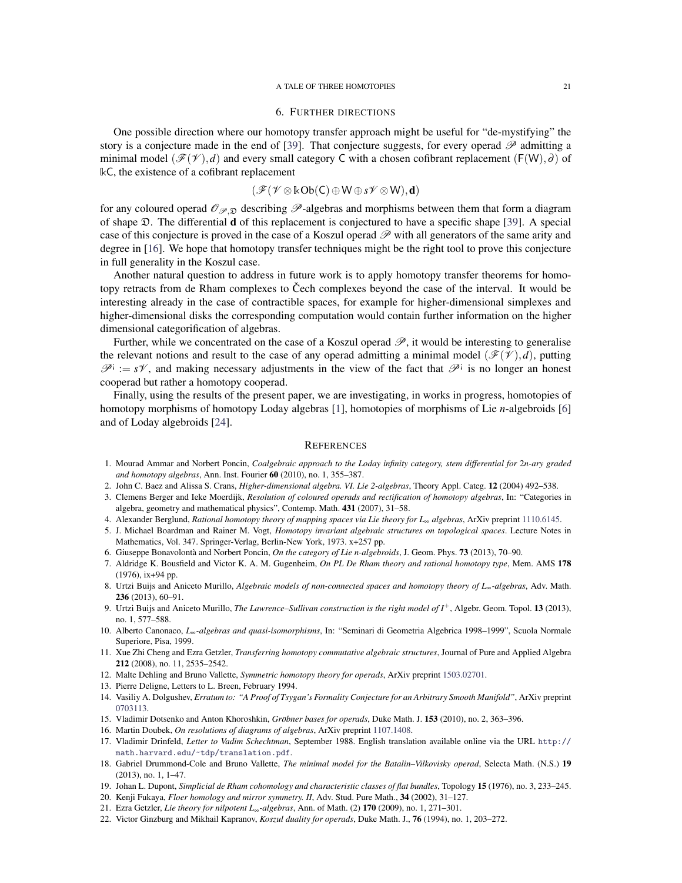## 6. Further directions

One possible direction where our homotopy transfer approach might be useful for "de-mystifying" the story is a conjecture made in the end of [39]. That conjecture suggests, for every operad $\mathscr{P}$ admitting a minimal model $(\mathscr{F}(\mathscr{V}),d)$ and every small category $\mathsf{C}$ with a chosen cofibrant replacement $(\mathsf{F}(\mathsf{W}),\partial)$ of $\Bbbk\mathsf{C}$, the existence of a cofibrant replacement

$$(\mathscr{F}(\mathscr{V}\otimes\Bbbk\mathsf{Ob}(\mathsf{C})\oplus\mathsf{W}\oplus s\mathscr{V}\otimes\mathsf{W}),\mathbf{d})$$

for any coloured operad $\mathscr{O}_{\mathscr{P},\mathfrak{D}}$ describing $\mathscr{P}$-algebras and morphisms between them that form a diagram of shape $\mathfrak{D}$. The differential $\mathbf{d}$ of this replacement is conjectured to have a specific shape [39]. A special case of this conjecture is proved in the case of a Koszul operad $\mathscr{P}$ with all generators of the same arity and degree in [16]. We hope that homotopy transfer techniques might be the right tool to prove this conjecture in full generality in the Koszul case.

Another natural question to address in future work is to apply homotopy transfer theorems for homotopy retracts from de Rham complexes to Čech complexes beyond the case of the interval. It would be interesting already in the case of contractible spaces, for example for higher-dimensional simplexes and higher-dimensional disks the corresponding computation would contain further information on the higher dimensional categorification of algebras.

Further, while we concentrated on the case of a Koszul operad $\mathscr{P}$, it would be interesting to generalise the relevant notions and result to the case of any operad admitting a minimal model $(\mathscr{F}(\mathscr{V}),d)$, putting $\mathscr{P}^{\text{¡}}:=s\mathscr{V}$, and making necessary adjustments in the view of the fact that $\mathscr{P}^{\text{¡}}$ is no longer an honest cooperad but rather a homotopy cooperad.

Finally, using the results of the present paper, we are investigating, in works in progress, homotopies of homotopy morphisms of homotopy Loday algebras [1], homotopies of morphisms of Lie $n$-algebroids [6] and of Loday algebroids [24].

## References

1. Mourad Ammar and Norbert Poncin, *Coalgebraic approach to the Loday infinity category, stem differential for 2n-ary graded and homotopy algebras*, Ann. Inst. Fourier **60** (2010), no. 1, 355–387.
2. John C. Baez and Alissa S. Crans, *Higher-dimensional algebra. VI. Lie 2-algebras*, Theory Appl. Categ. **12** (2004) 492–538.
3. Clemens Berger and Ieke Moerdijk, *Resolution of coloured operads and rectification of homotopy algebras*, In: "Categories in algebra, geometry and mathematical physics", Contemp. Math. **431** (2007), 31–58.
4. Alexander Berglund, *Rational homotopy theory of mapping spaces via Lie theory for $L_\infty$ algebras*, ArXiv preprint 1110.6145.
5. J. Michael Boardman and Rainer M. Vogt, *Homotopy invariant algebraic structures on topological spaces*. Lecture Notes in Mathematics, Vol. 347. Springer-Verlag, Berlin-New York, 1973. x+257 pp.
6. Giuseppe Bonavolontà and Norbert Poncin, *On the category of Lie n-algebroids*, J. Geom. Phys. **73** (2013), 70–90.
7. Aldridge K. Bousfield and Victor K. A. M. Gugenheim, *On PL De Rham theory and rational homotopy type*, Mem. AMS **178** (1976), ix+94 pp.
8. Urtzi Buijs and Aniceto Murillo, *Algebraic models of non-connected spaces and homotopy theory of $L_\infty$-algebras*, Adv. Math. **236** (2013), 60–91.
9. Urtzi Buijs and Aniceto Murillo, *The Lawrence–Sullivan construction is the right model of $I^+$*, Algebr. Geom. Topol. **13** (2013), no. 1, 577–588.
10. Alberto Canonaco, *$L_\infty$-algebras and quasi-isomorphisms*, In: "Seminari di Geometria Algebrica 1998–1999", Scuola Normale Superiore, Pisa, 1999.
11. Xue Zhi Cheng and Ezra Getzler, *Transferring homotopy commutative algebraic structures*, Journal of Pure and Applied Algebra **212** (2008), no. 11, 2535–2542.
12. Malte Dehling and Bruno Vallette, *Symmetric homotopy theory for operads*, ArXiv preprint 1503.02701.
13. Pierre Deligne, Letters to L. Breen, February 1994.
14. Vasiliy A. Dolgushev, *Erratum to: "A Proof of Tsygan's Formality Conjecture for an Arbitrary Smooth Manifold"*, ArXiv preprint 0703113.
15. Vladimir Dotsenko and Anton Khoroshkin, *Gröbner bases for operads*, Duke Math. J. **153** (2010), no. 2, 363–396.
16. Martin Doubek, *On resolutions of diagrams of algebras*, ArXiv preprint 1107.1408.
17. Vladimir Drinfeld, *Letter to Vadim Schechtman*, September 1988. English translation available online via the URL `http://math.harvard.edu/~tdp/translation.pdf`.
18. Gabriel Drummond-Cole and Bruno Vallette, *The minimal model for the Batalin–Vilkovisky operad*, Selecta Math. (N.S.) **19** (2013), no. 1, 1–47.
19. Johan L. Dupont, *Simplicial de Rham cohomology and characteristic classes of flat bundles*, Topology **15** (1976), no. 3, 233–245.
20. Kenji Fukaya, *Floer homology and mirror symmetry. II*, Adv. Stud. Pure Math., **34** (2002), 31–127.
21. Ezra Getzler, *Lie theory for nilpotent $L_\infty$-algebras*, Ann. of Math. (2) **170** (2009), no. 1, 271–301.
22. Victor Ginzburg and Mikhail Kapranov, *Koszul duality for operads*, Duke Math. J., **76** (1994), no. 1, 203–272.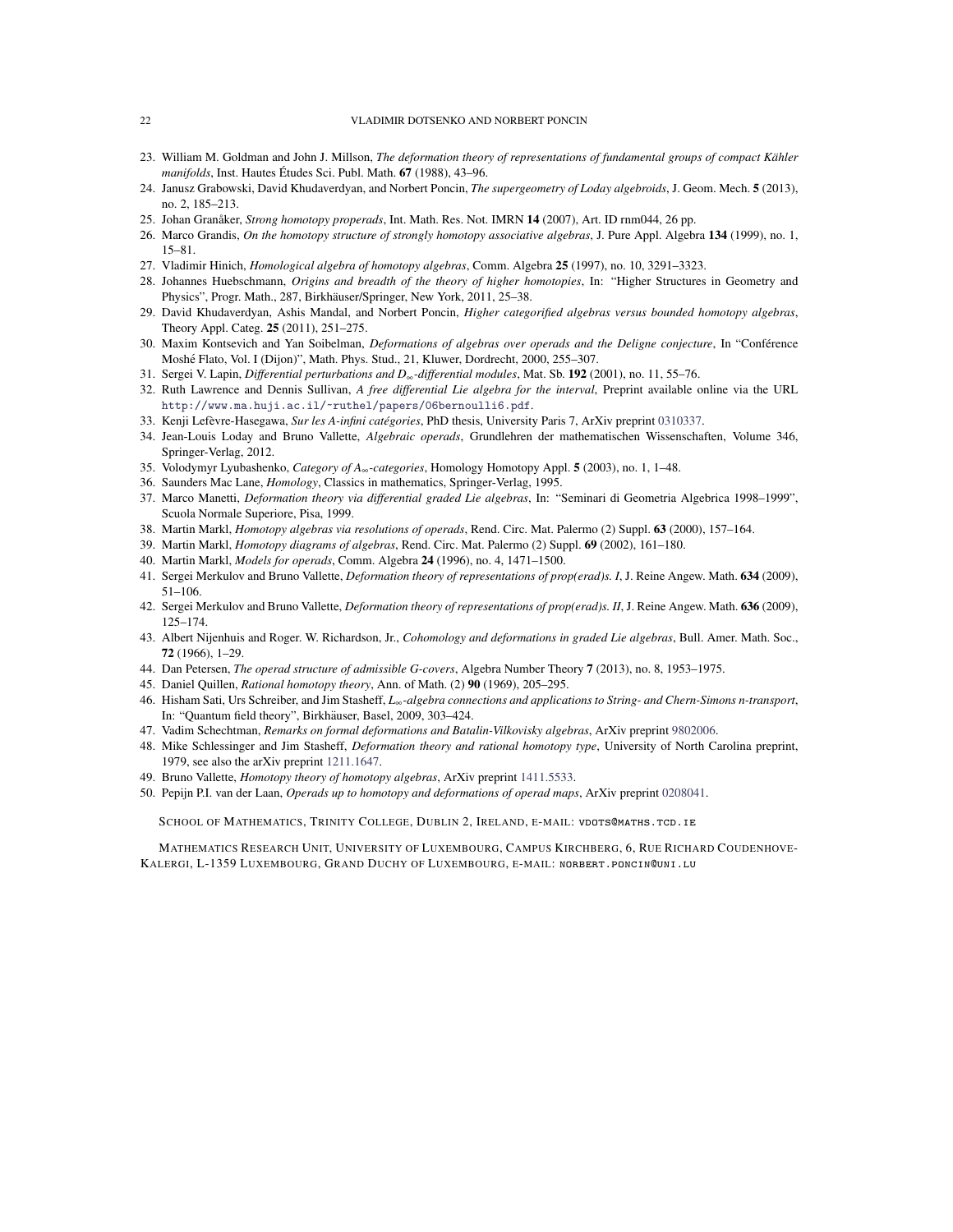23. William M. Goldman and John J. Millson, *The deformation theory of representations of fundamental groups of compact Kähler manifolds*, Inst. Hautes Études Sci. Publ. Math. **67** (1988), 43–96.
24. Janusz Grabowski, David Khudaverdyan, and Norbert Poncin, *The supergeometry of Loday algebroids*, J. Geom. Mech. **5** (2013), no. 2, 185–213.
25. Johan Granåker, *Strong homotopy properads*, Int. Math. Res. Not. IMRN **14** (2007), Art. ID rnm044, 26 pp.
26. Marco Grandis, *On the homotopy structure of strongly homotopy associative algebras*, J. Pure Appl. Algebra **134** (1999), no. 1, 15–81.
27. Vladimir Hinich, *Homological algebra of homotopy algebras*, Comm. Algebra **25** (1997), no. 10, 3291–3323.
28. Johannes Huebschmann, *Origins and breadth of the theory of higher homotopies*, In: "Higher Structures in Geometry and Physics", Progr. Math., 287, Birkhäuser/Springer, New York, 2011, 25–38.
29. David Khudaverdyan, Ashis Mandal, and Norbert Poncin, *Higher categorified algebras versus bounded homotopy algebras*, Theory Appl. Categ. **25** (2011), 251–275.
30. Maxim Kontsevich and Yan Soibelman, *Deformations of algebras over operads and the Deligne conjecture*, In "Conférence Moshé Flato, Vol. I (Dijon)", Math. Phys. Stud., 21, Kluwer, Dordrecht, 2000, 255–307.
31. Sergei V. Lapin, *Differential perturbations and $D_\infty$-differential modules*, Mat. Sb. **192** (2001), no. 11, 55–76.
32. Ruth Lawrence and Dennis Sullivan, *A free differential Lie algebra for the interval*, Preprint available online via the URL http://www.ma.huji.ac.il/~ruthel/papers/06bernoulli6.pdf.
33. Kenji Lefèvre-Hasegawa, *Sur les A-infini catégories*, PhD thesis, University Paris 7, ArXiv preprint 0310337.
34. Jean-Louis Loday and Bruno Vallette, *Algebraic operads*, Grundlehren der mathematischen Wissenschaften, Volume 346, Springer-Verlag, 2012.
35. Volodymyr Lyubashenko, *Category of $A_\infty$-categories*, Homology Homotopy Appl. **5** (2003), no. 1, 1–48.
36. Saunders Mac Lane, *Homology*, Classics in mathematics, Springer-Verlag, 1995.
37. Marco Manetti, *Deformation theory via differential graded Lie algebras*, In: "Seminari di Geometria Algebrica 1998–1999", Scuola Normale Superiore, Pisa, 1999.
38. Martin Markl, *Homotopy algebras via resolutions of operads*, Rend. Circ. Mat. Palermo (2) Suppl. **63** (2000), 157–164.
39. Martin Markl, *Homotopy diagrams of algebras*, Rend. Circ. Mat. Palermo (2) Suppl. **69** (2002), 161–180.
40. Martin Markl, *Models for operads*, Comm. Algebra **24** (1996), no. 4, 1471–1500.
41. Sergei Merkulov and Bruno Vallette, *Deformation theory of representations of prop(erad)s. I*, J. Reine Angew. Math. **634** (2009), 51–106.
42. Sergei Merkulov and Bruno Vallette, *Deformation theory of representations of prop(erad)s. II*, J. Reine Angew. Math. **636** (2009), 125–174.
43. Albert Nijenhuis and Roger. W. Richardson, Jr., *Cohomology and deformations in graded Lie algebras*, Bull. Amer. Math. Soc., **72** (1966), 1–29.
44. Dan Petersen, *The operad structure of admissible G-covers*, Algebra Number Theory **7** (2013), no. 8, 1953–1975.
45. Daniel Quillen, *Rational homotopy theory*, Ann. of Math. (2) **90** (1969), 205–295.
46. Hisham Sati, Urs Schreiber, and Jim Stasheff, *$L_\infty$-algebra connections and applications to String- and Chern-Simons n-transport*, In: "Quantum field theory", Birkhäuser, Basel, 2009, 303–424.
47. Vadim Schechtman, *Remarks on formal deformations and Batalin-Vilkovisky algebras*, ArXiv preprint 9802006.
48. Mike Schlessinger and Jim Stasheff, *Deformation theory and rational homotopy type*, University of North Carolina preprint, 1979, see also the arXiv preprint 1211.1647.
49. Bruno Vallette, *Homotopy theory of homotopy algebras*, ArXiv preprint 1411.5533.
50. Pepijn P.I. van der Laan, *Operads up to homotopy and deformations of operad maps*, ArXiv preprint 0208041.

SCHOOL OF MATHEMATICS, TRINITY COLLEGE, DUBLIN 2, IRELAND, E-MAIL: vdots@maths.tcd.ie

MATHEMATICS RESEARCH UNIT, UNIVERSITY OF LUXEMBOURG, CAMPUS KIRCHBERG, 6, RUE RICHARD COUDENHOVE-KALERGI, L-1359 LUXEMBOURG, GRAND DUCHY OF LUXEMBOURG, E-MAIL: norbert.poncin@uni.lu